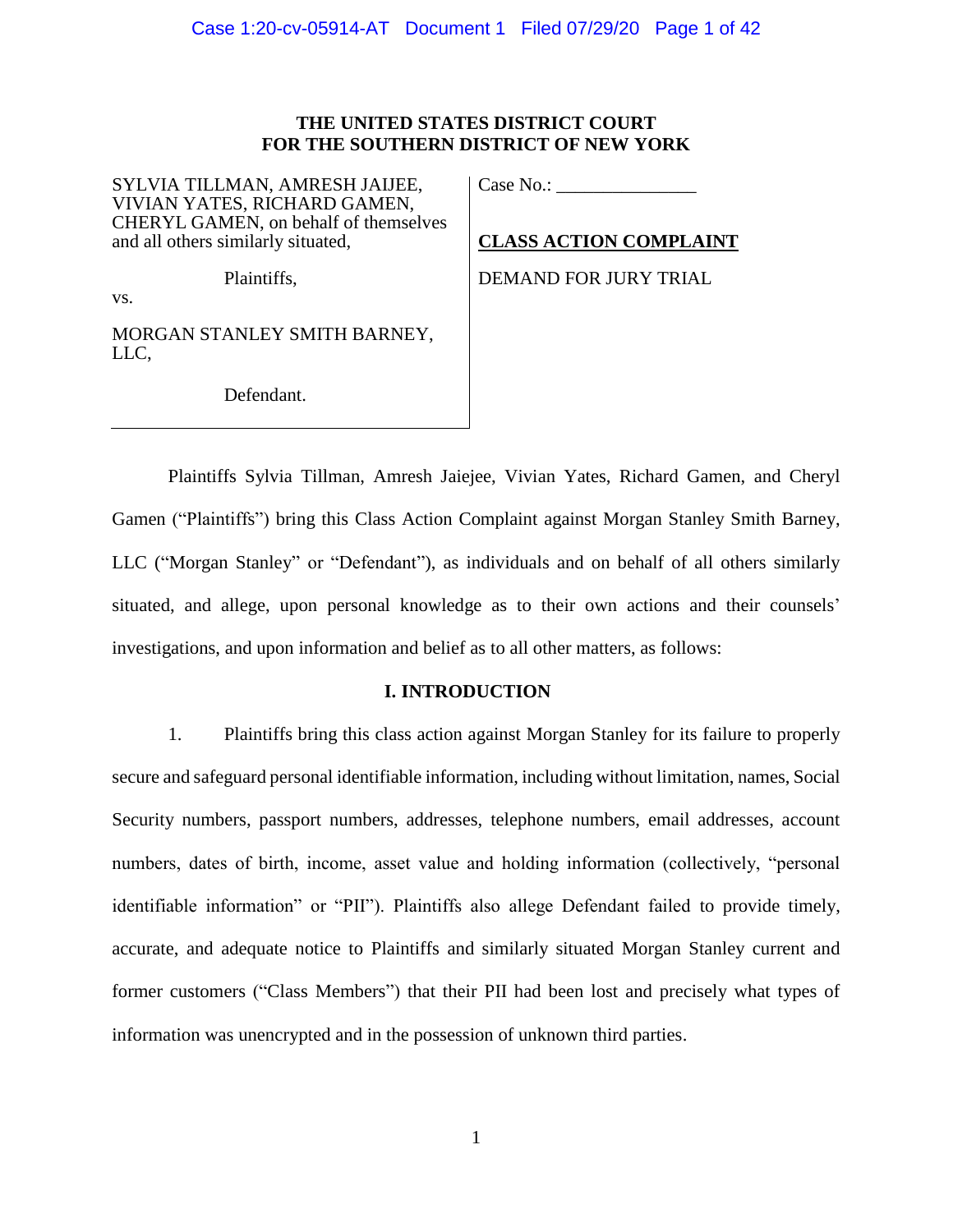# THE UNITED STATES DISTRICT COURT
# FOR THE SOUTHERN DISTRICT OF NEW YORK

| | |
|---|---|
| SYLVIA TILLMAN, AMRESH JAIJEE, VIVIAN YATES, RICHARD GAMEN, CHERYL GAMEN, on behalf of themselves and all others similarly situated,<br><br>Plaintiffs,<br><br>vs.<br><br>MORGAN STANLEY SMITH BARNEY, LLC,<br><br>Defendant. | Case No.: _______________<br><br>**CLASS ACTION COMPLAINT**<br><br>DEMAND FOR JURY TRIAL |

Plaintiffs Sylvia Tillman, Amresh Jaiejee, Vivian Yates, Richard Gamen, and Cheryl Gamen ("Plaintiffs") bring this Class Action Complaint against Morgan Stanley Smith Barney, LLC ("Morgan Stanley" or "Defendant"), as individuals and on behalf of all others similarly situated, and allege, upon personal knowledge as to their own actions and their counsels' investigations, and upon information and belief as to all other matters, as follows:

## I. INTRODUCTION

1. Plaintiffs bring this class action against Morgan Stanley for its failure to properly secure and safeguard personal identifiable information, including without limitation, names, Social Security numbers, passport numbers, addresses, telephone numbers, email addresses, account numbers, dates of birth, income, asset value and holding information (collectively, "personal identifiable information" or "PII"). Plaintiffs also allege Defendant failed to provide timely, accurate, and adequate notice to Plaintiffs and similarly situated Morgan Stanley current and former customers ("Class Members") that their PII had been lost and precisely what types of information was unencrypted and in the possession of unknown third parties.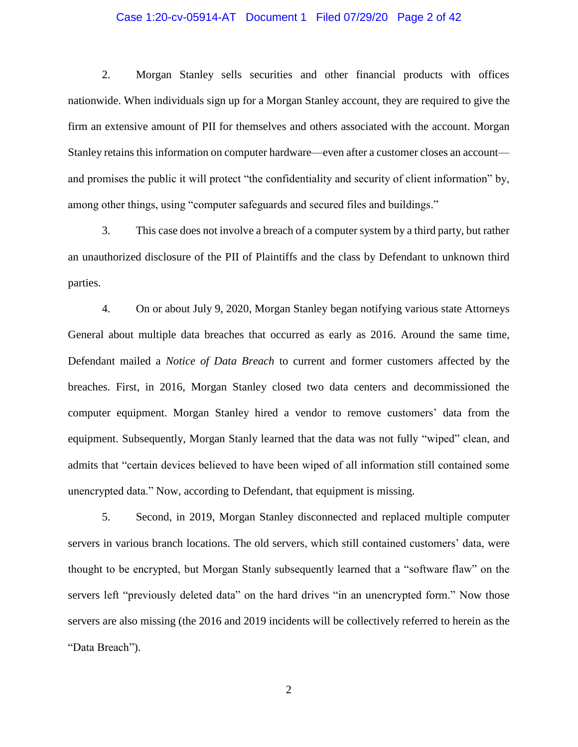2. Morgan Stanley sells securities and other financial products with offices nationwide. When individuals sign up for a Morgan Stanley account, they are required to give the firm an extensive amount of PII for themselves and others associated with the account. Morgan Stanley retains this information on computer hardware—even after a customer closes an account—and promises the public it will protect "the confidentiality and security of client information" by, among other things, using "computer safeguards and secured files and buildings."

3. This case does not involve a breach of a computer system by a third party, but rather an unauthorized disclosure of the PII of Plaintiffs and the class by Defendant to unknown third parties.

4. On or about July 9, 2020, Morgan Stanley began notifying various state Attorneys General about multiple data breaches that occurred as early as 2016. Around the same time, Defendant mailed a *Notice of Data Breach* to current and former customers affected by the breaches. First, in 2016, Morgan Stanley closed two data centers and decommissioned the computer equipment. Morgan Stanley hired a vendor to remove customers' data from the equipment. Subsequently, Morgan Stanly learned that the data was not fully "wiped" clean, and admits that "certain devices believed to have been wiped of all information still contained some unencrypted data." Now, according to Defendant, that equipment is missing.

5. Second, in 2019, Morgan Stanley disconnected and replaced multiple computer servers in various branch locations. The old servers, which still contained customers' data, were thought to be encrypted, but Morgan Stanly subsequently learned that a "software flaw" on the servers left "previously deleted data" on the hard drives "in an unencrypted form." Now those servers are also missing (the 2016 and 2019 incidents will be collectively referred to herein as the "Data Breach").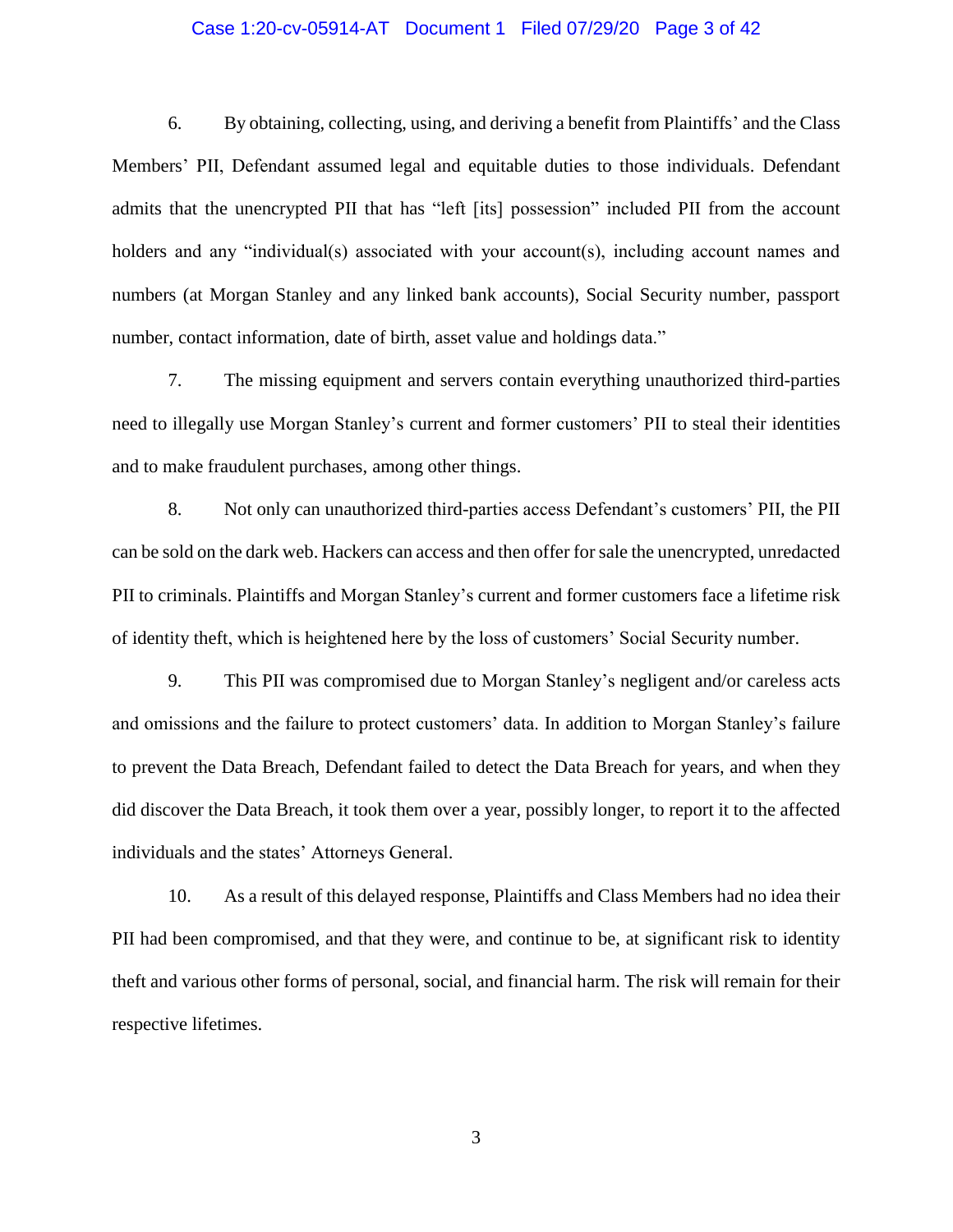6. By obtaining, collecting, using, and deriving a benefit from Plaintiffs' and the Class Members' PII, Defendant assumed legal and equitable duties to those individuals. Defendant admits that the unencrypted PII that has "left [its] possession" included PII from the account holders and any "individual(s) associated with your account(s), including account names and numbers (at Morgan Stanley and any linked bank accounts), Social Security number, passport number, contact information, date of birth, asset value and holdings data."

7. The missing equipment and servers contain everything unauthorized third-parties need to illegally use Morgan Stanley's current and former customers' PII to steal their identities and to make fraudulent purchases, among other things.

8. Not only can unauthorized third-parties access Defendant's customers' PII, the PII can be sold on the dark web. Hackers can access and then offer for sale the unencrypted, unredacted PII to criminals. Plaintiffs and Morgan Stanley's current and former customers face a lifetime risk of identity theft, which is heightened here by the loss of customers' Social Security number.

9. This PII was compromised due to Morgan Stanley's negligent and/or careless acts and omissions and the failure to protect customers' data. In addition to Morgan Stanley's failure to prevent the Data Breach, Defendant failed to detect the Data Breach for years, and when they did discover the Data Breach, it took them over a year, possibly longer, to report it to the affected individuals and the states' Attorneys General.

10. As a result of this delayed response, Plaintiffs and Class Members had no idea their PII had been compromised, and that they were, and continue to be, at significant risk to identity theft and various other forms of personal, social, and financial harm. The risk will remain for their respective lifetimes.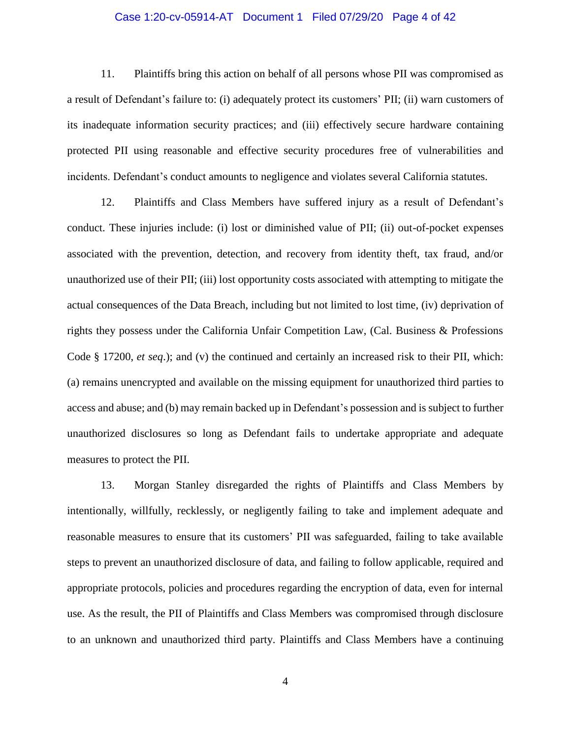11. Plaintiffs bring this action on behalf of all persons whose PII was compromised as a result of Defendant's failure to: (i) adequately protect its customers' PII; (ii) warn customers of its inadequate information security practices; and (iii) effectively secure hardware containing protected PII using reasonable and effective security procedures free of vulnerabilities and incidents. Defendant's conduct amounts to negligence and violates several California statutes.

12. Plaintiffs and Class Members have suffered injury as a result of Defendant's conduct. These injuries include: (i) lost or diminished value of PII; (ii) out-of-pocket expenses associated with the prevention, detection, and recovery from identity theft, tax fraud, and/or unauthorized use of their PII; (iii) lost opportunity costs associated with attempting to mitigate the actual consequences of the Data Breach, including but not limited to lost time, (iv) deprivation of rights they possess under the California Unfair Competition Law, (Cal. Business & Professions Code § 17200, *et seq*.); and (v) the continued and certainly an increased risk to their PII, which: (a) remains unencrypted and available on the missing equipment for unauthorized third parties to access and abuse; and (b) may remain backed up in Defendant's possession and is subject to further unauthorized disclosures so long as Defendant fails to undertake appropriate and adequate measures to protect the PII.

13. Morgan Stanley disregarded the rights of Plaintiffs and Class Members by intentionally, willfully, recklessly, or negligently failing to take and implement adequate and reasonable measures to ensure that its customers' PII was safeguarded, failing to take available steps to prevent an unauthorized disclosure of data, and failing to follow applicable, required and appropriate protocols, policies and procedures regarding the encryption of data, even for internal use. As the result, the PII of Plaintiffs and Class Members was compromised through disclosure to an unknown and unauthorized third party. Plaintiffs and Class Members have a continuing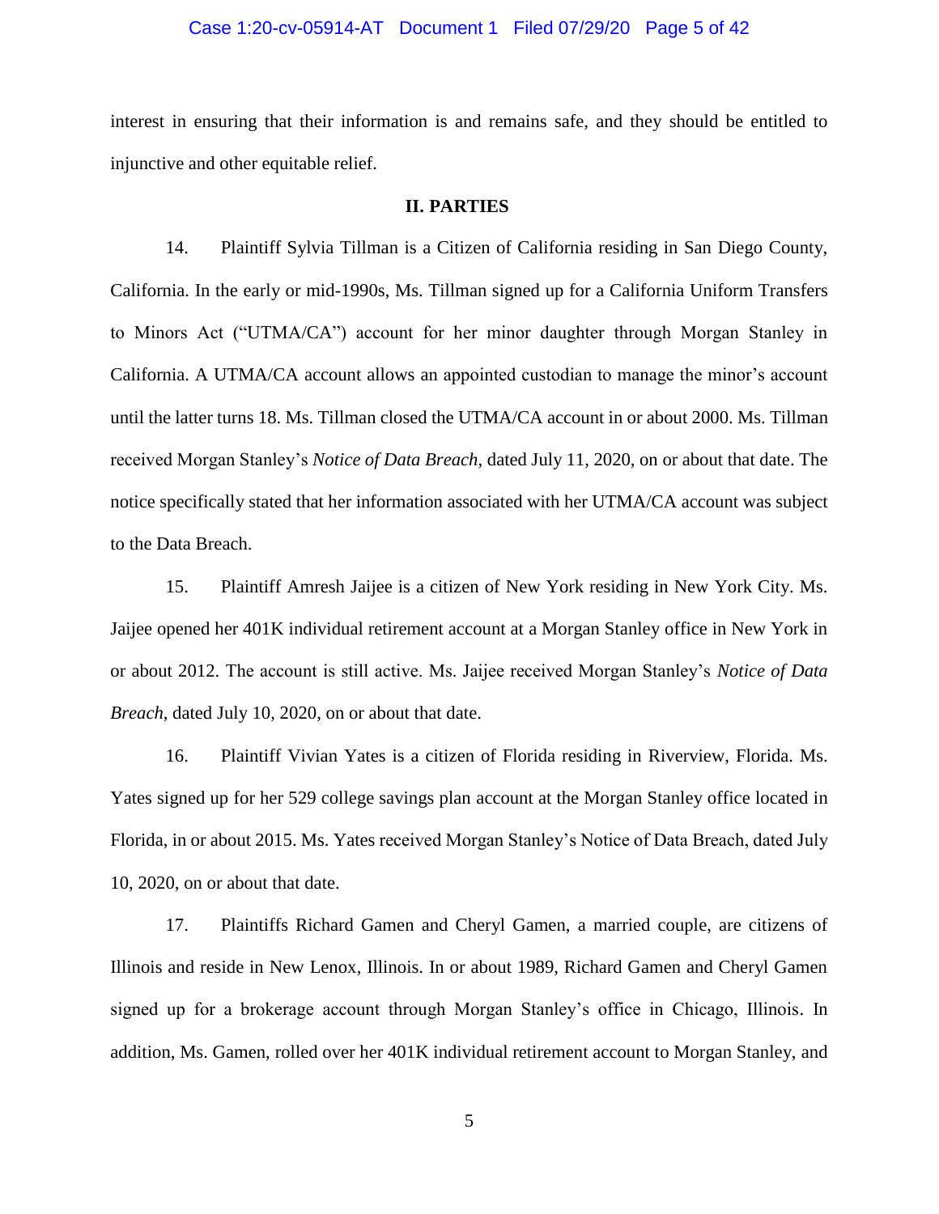interest in ensuring that their information is and remains safe, and they should be entitled to injunctive and other equitable relief.

## II. PARTIES

14. Plaintiff Sylvia Tillman is a Citizen of California residing in San Diego County, California. In the early or mid-1990s, Ms. Tillman signed up for a California Uniform Transfers to Minors Act ("UTMA/CA") account for her minor daughter through Morgan Stanley in California. A UTMA/CA account allows an appointed custodian to manage the minor's account until the latter turns 18. Ms. Tillman closed the UTMA/CA account in or about 2000. Ms. Tillman received Morgan Stanley's *Notice of Data Breach*, dated July 11, 2020, on or about that date. The notice specifically stated that her information associated with her UTMA/CA account was subject to the Data Breach.

15. Plaintiff Amresh Jaijee is a citizen of New York residing in New York City. Ms. Jaijee opened her 401K individual retirement account at a Morgan Stanley office in New York in or about 2012. The account is still active. Ms. Jaijee received Morgan Stanley's *Notice of Data Breach*, dated July 10, 2020, on or about that date.

16. Plaintiff Vivian Yates is a citizen of Florida residing in Riverview, Florida. Ms. Yates signed up for her 529 college savings plan account at the Morgan Stanley office located in Florida, in or about 2015. Ms. Yates received Morgan Stanley's Notice of Data Breach, dated July 10, 2020, on or about that date.

17. Plaintiffs Richard Gamen and Cheryl Gamen, a married couple, are citizens of Illinois and reside in New Lenox, Illinois. In or about 1989, Richard Gamen and Cheryl Gamen signed up for a brokerage account through Morgan Stanley's office in Chicago, Illinois. In addition, Ms. Gamen, rolled over her 401K individual retirement account to Morgan Stanley, and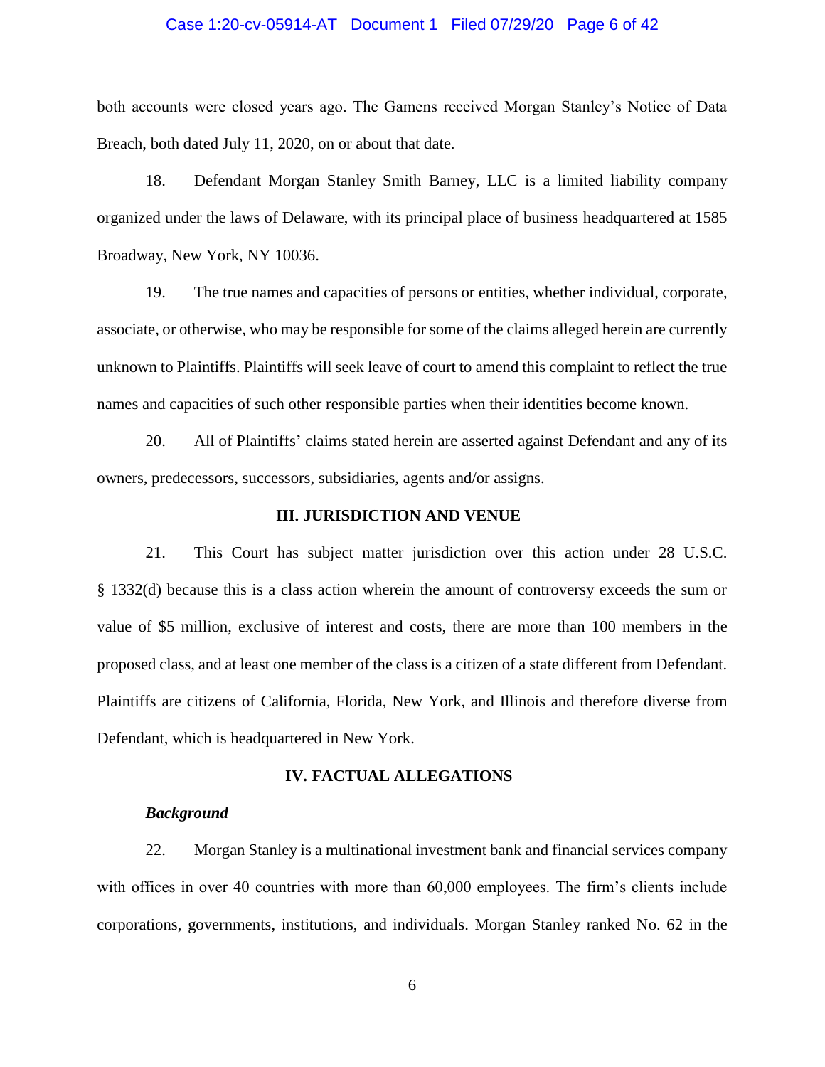both accounts were closed years ago. The Gamens received Morgan Stanley's Notice of Data Breach, both dated July 11, 2020, on or about that date.

18. Defendant Morgan Stanley Smith Barney, LLC is a limited liability company organized under the laws of Delaware, with its principal place of business headquartered at 1585 Broadway, New York, NY 10036.

19. The true names and capacities of persons or entities, whether individual, corporate, associate, or otherwise, who may be responsible for some of the claims alleged herein are currently unknown to Plaintiffs. Plaintiffs will seek leave of court to amend this complaint to reflect the true names and capacities of such other responsible parties when their identities become known.

20. All of Plaintiffs' claims stated herein are asserted against Defendant and any of its owners, predecessors, successors, subsidiaries, agents and/or assigns.

## III. JURISDICTION AND VENUE

21. This Court has subject matter jurisdiction over this action under 28 U.S.C. § 1332(d) because this is a class action wherein the amount of controversy exceeds the sum or value of $5 million, exclusive of interest and costs, there are more than 100 members in the proposed class, and at least one member of the class is a citizen of a state different from Defendant. Plaintiffs are citizens of California, Florida, New York, and Illinois and therefore diverse from Defendant, which is headquartered in New York.

## IV. FACTUAL ALLEGATIONS

### *Background*

22. Morgan Stanley is a multinational investment bank and financial services company with offices in over 40 countries with more than 60,000 employees. The firm's clients include corporations, governments, institutions, and individuals. Morgan Stanley ranked No. 62 in the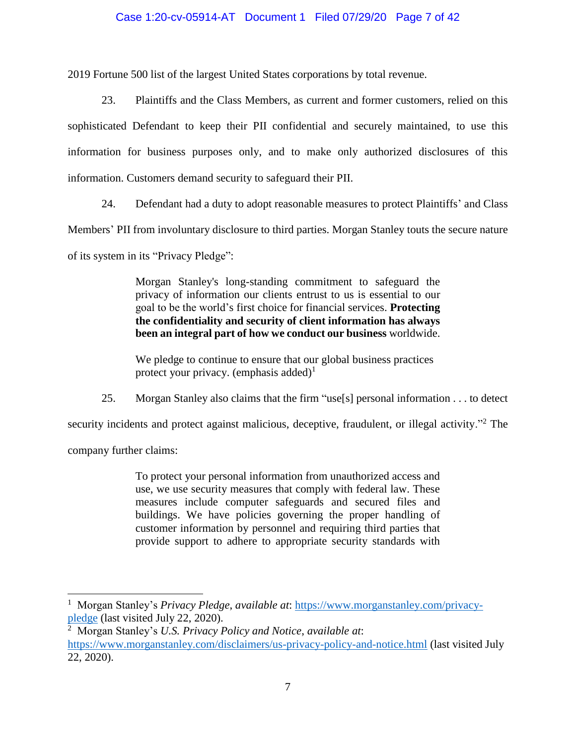2019 Fortune 500 list of the largest United States corporations by total revenue.

23. Plaintiffs and the Class Members, as current and former customers, relied on this sophisticated Defendant to keep their PII confidential and securely maintained, to use this information for business purposes only, and to make only authorized disclosures of this information. Customers demand security to safeguard their PII.

24. Defendant had a duty to adopt reasonable measures to protect Plaintiffs' and Class Members' PII from involuntary disclosure to third parties. Morgan Stanley touts the secure nature of its system in its "Privacy Pledge":

> Morgan Stanley's long-standing commitment to safeguard the privacy of information our clients entrust to us is essential to our goal to be the world's first choice for financial services. **Protecting the confidentiality and security of client information has always been an integral part of how we conduct our business** worldwide.
>
> We pledge to continue to ensure that our global business practices protect your privacy. (emphasis added)[1]

25. Morgan Stanley also claims that the firm "use[s] personal information . . . to detect security incidents and protect against malicious, deceptive, fraudulent, or illegal activity."[2] The company further claims:

> To protect your personal information from unauthorized access and use, we use security measures that comply with federal law. These measures include computer safeguards and secured files and buildings. We have policies governing the proper handling of customer information by personnel and requiring third parties that provide support to adhere to appropriate security standards with

---

[1] Morgan Stanley's *Privacy Pledge*, *available at*: https://www.morganstanley.com/privacy-pledge (last visited July 22, 2020).

[2] Morgan Stanley's *U.S. Privacy Policy and Notice, available at*: https://www.morganstanley.com/disclaimers/us-privacy-policy-and-notice.html (last visited July 22, 2020).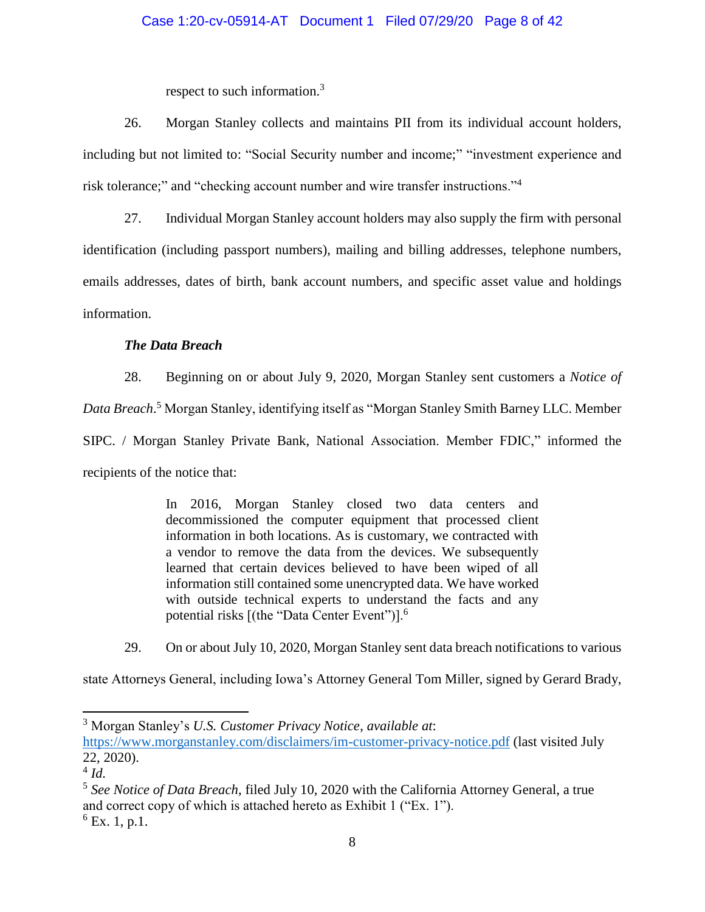respect to such information.[3]

26. Morgan Stanley collects and maintains PII from its individual account holders, including but not limited to: "Social Security number and income;" "investment experience and risk tolerance;" and "checking account number and wire transfer instructions."[4]

27. Individual Morgan Stanley account holders may also supply the firm with personal identification (including passport numbers), mailing and billing addresses, telephone numbers, emails addresses, dates of birth, bank account numbers, and specific asset value and holdings information.

***The Data Breach***

28. Beginning on or about July 9, 2020, Morgan Stanley sent customers a *Notice of Data Breach*.[5] Morgan Stanley, identifying itself as "Morgan Stanley Smith Barney LLC. Member SIPC. / Morgan Stanley Private Bank, National Association. Member FDIC," informed the recipients of the notice that:

> In 2016, Morgan Stanley closed two data centers and decommissioned the computer equipment that processed client information in both locations. As is customary, we contracted with a vendor to remove the data from the devices. We subsequently learned that certain devices believed to have been wiped of all information still contained some unencrypted data. We have worked with outside technical experts to understand the facts and any potential risks [(the "Data Center Event")].[6]

29. On or about July 10, 2020, Morgan Stanley sent data breach notifications to various state Attorneys General, including Iowa's Attorney General Tom Miller, signed by Gerard Brady,

---

[3] Morgan Stanley's *U.S. Customer Privacy Notice*, *available at*: https://www.morganstanley.com/disclaimers/im-customer-privacy-notice.pdf (last visited July 22, 2020).

[4] *Id.*

[5] *See Notice of Data Breach*, filed July 10, 2020 with the California Attorney General, a true and correct copy of which is attached hereto as Exhibit 1 ("Ex. 1").

[6] Ex. 1, p.1.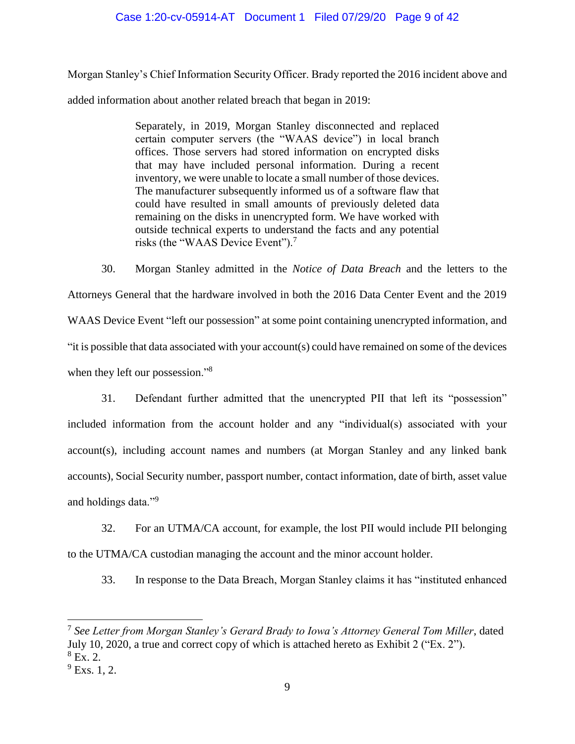Morgan Stanley's Chief Information Security Officer. Brady reported the 2016 incident above and added information about another related breach that began in 2019:

> Separately, in 2019, Morgan Stanley disconnected and replaced certain computer servers (the "WAAS device") in local branch offices. Those servers had stored information on encrypted disks that may have included personal information. During a recent inventory, we were unable to locate a small number of those devices. The manufacturer subsequently informed us of a software flaw that could have resulted in small amounts of previously deleted data remaining on the disks in unencrypted form. We have worked with outside technical experts to understand the facts and any potential risks (the "WAAS Device Event").[7]

30. Morgan Stanley admitted in the *Notice of Data Breach* and the letters to the Attorneys General that the hardware involved in both the 2016 Data Center Event and the 2019 WAAS Device Event "left our possession" at some point containing unencrypted information, and "it is possible that data associated with your account(s) could have remained on some of the devices when they left our possession."[8]

31. Defendant further admitted that the unencrypted PII that left its "possession" included information from the account holder and any "individual(s) associated with your account(s), including account names and numbers (at Morgan Stanley and any linked bank accounts), Social Security number, passport number, contact information, date of birth, asset value and holdings data."[9]

32. For an UTMA/CA account, for example, the lost PII would include PII belonging to the UTMA/CA custodian managing the account and the minor account holder.

33. In response to the Data Breach, Morgan Stanley claims it has "instituted enhanced

---

[7] *See Letter from Morgan Stanley's Gerard Brady to Iowa's Attorney General Tom Miller*, dated July 10, 2020, a true and correct copy of which is attached hereto as Exhibit 2 ("Ex. 2").

[8] Ex. 2.

[9] Exs. 1, 2.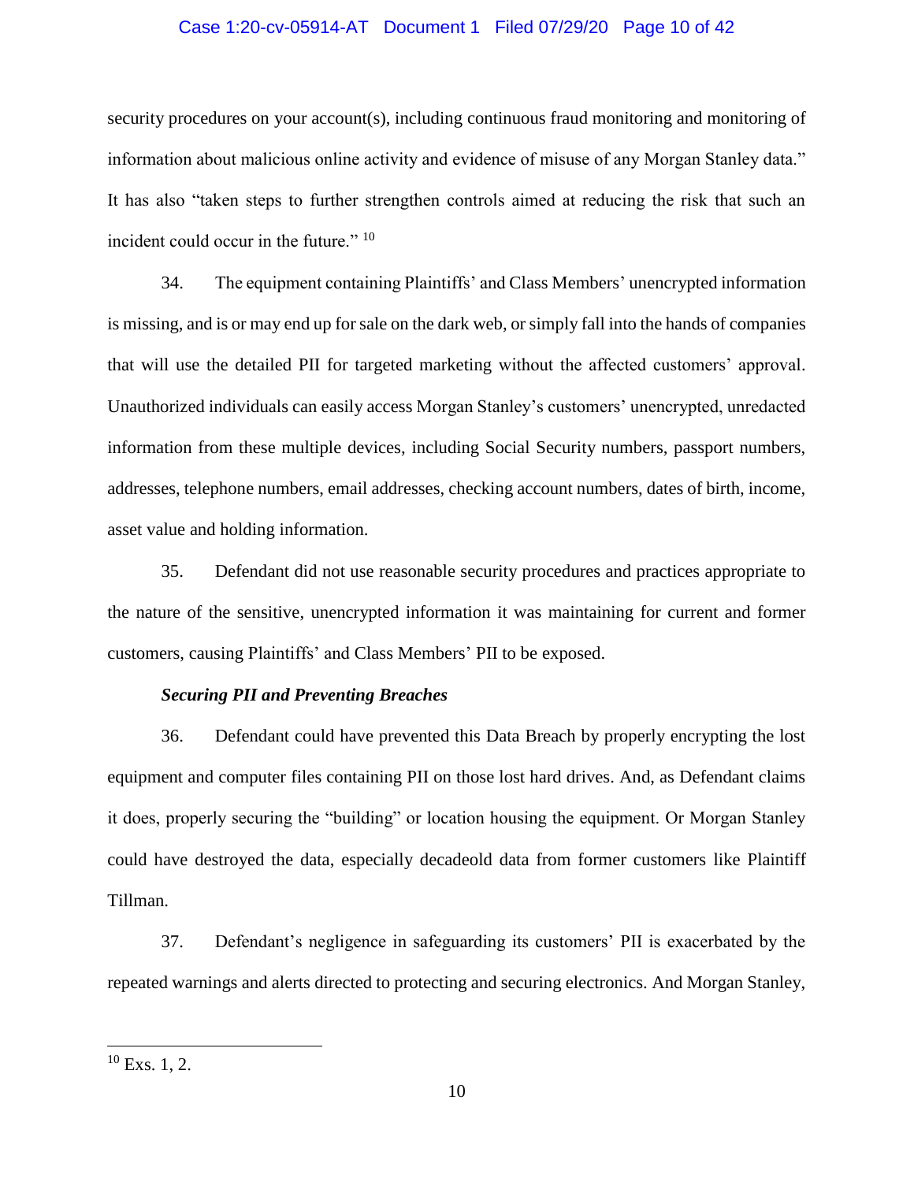security procedures on your account(s), including continuous fraud monitoring and monitoring of information about malicious online activity and evidence of misuse of any Morgan Stanley data." It has also "taken steps to further strengthen controls aimed at reducing the risk that such an incident could occur in the future." [10]

34. The equipment containing Plaintiffs' and Class Members' unencrypted information is missing, and is or may end up for sale on the dark web, or simply fall into the hands of companies that will use the detailed PII for targeted marketing without the affected customers' approval. Unauthorized individuals can easily access Morgan Stanley's customers' unencrypted, unredacted information from these multiple devices, including Social Security numbers, passport numbers, addresses, telephone numbers, email addresses, checking account numbers, dates of birth, income, asset value and holding information.

35. Defendant did not use reasonable security procedures and practices appropriate to the nature of the sensitive, unencrypted information it was maintaining for current and former customers, causing Plaintiffs' and Class Members' PII to be exposed.

***Securing PII and Preventing Breaches***

36. Defendant could have prevented this Data Breach by properly encrypting the lost equipment and computer files containing PII on those lost hard drives. And, as Defendant claims it does, properly securing the "building" or location housing the equipment. Or Morgan Stanley could have destroyed the data, especially decadeold data from former customers like Plaintiff Tillman.

37. Defendant's negligence in safeguarding its customers' PII is exacerbated by the repeated warnings and alerts directed to protecting and securing electronics. And Morgan Stanley,

---

[10] Exs. 1, 2.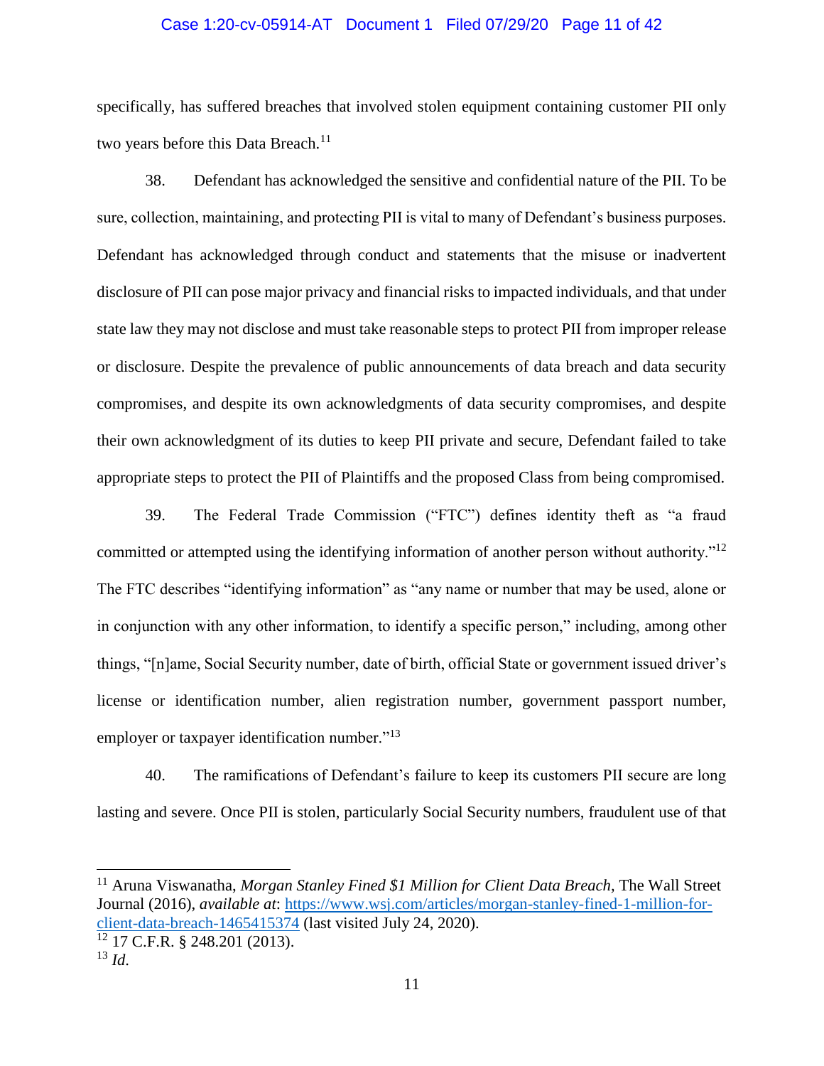specifically, has suffered breaches that involved stolen equipment containing customer PII only two years before this Data Breach.[11]

38. Defendant has acknowledged the sensitive and confidential nature of the PII. To be sure, collection, maintaining, and protecting PII is vital to many of Defendant's business purposes. Defendant has acknowledged through conduct and statements that the misuse or inadvertent disclosure of PII can pose major privacy and financial risks to impacted individuals, and that under state law they may not disclose and must take reasonable steps to protect PII from improper release or disclosure. Despite the prevalence of public announcements of data breach and data security compromises, and despite its own acknowledgments of data security compromises, and despite their own acknowledgment of its duties to keep PII private and secure, Defendant failed to take appropriate steps to protect the PII of Plaintiffs and the proposed Class from being compromised.

39. The Federal Trade Commission ("FTC") defines identity theft as "a fraud committed or attempted using the identifying information of another person without authority."[12] The FTC describes "identifying information" as "any name or number that may be used, alone or in conjunction with any other information, to identify a specific person," including, among other things, "[n]ame, Social Security number, date of birth, official State or government issued driver's license or identification number, alien registration number, government passport number, employer or taxpayer identification number."[13]

40. The ramifications of Defendant's failure to keep its customers PII secure are long lasting and severe. Once PII is stolen, particularly Social Security numbers, fraudulent use of that

---

[11] Aruna Viswanatha, *Morgan Stanley Fined $1 Million for Client Data Breach*, The Wall Street Journal (2016), *available at*: [https://www.wsj.com/articles/morgan-stanley-fined-1-million-for-client-data-breach-1465415374](https://www.wsj.com/articles/morgan-stanley-fined-1-million-for-client-data-breach-1465415374) (last visited July 24, 2020).

[12] 17 C.F.R. § 248.201 (2013).

[13] *Id*.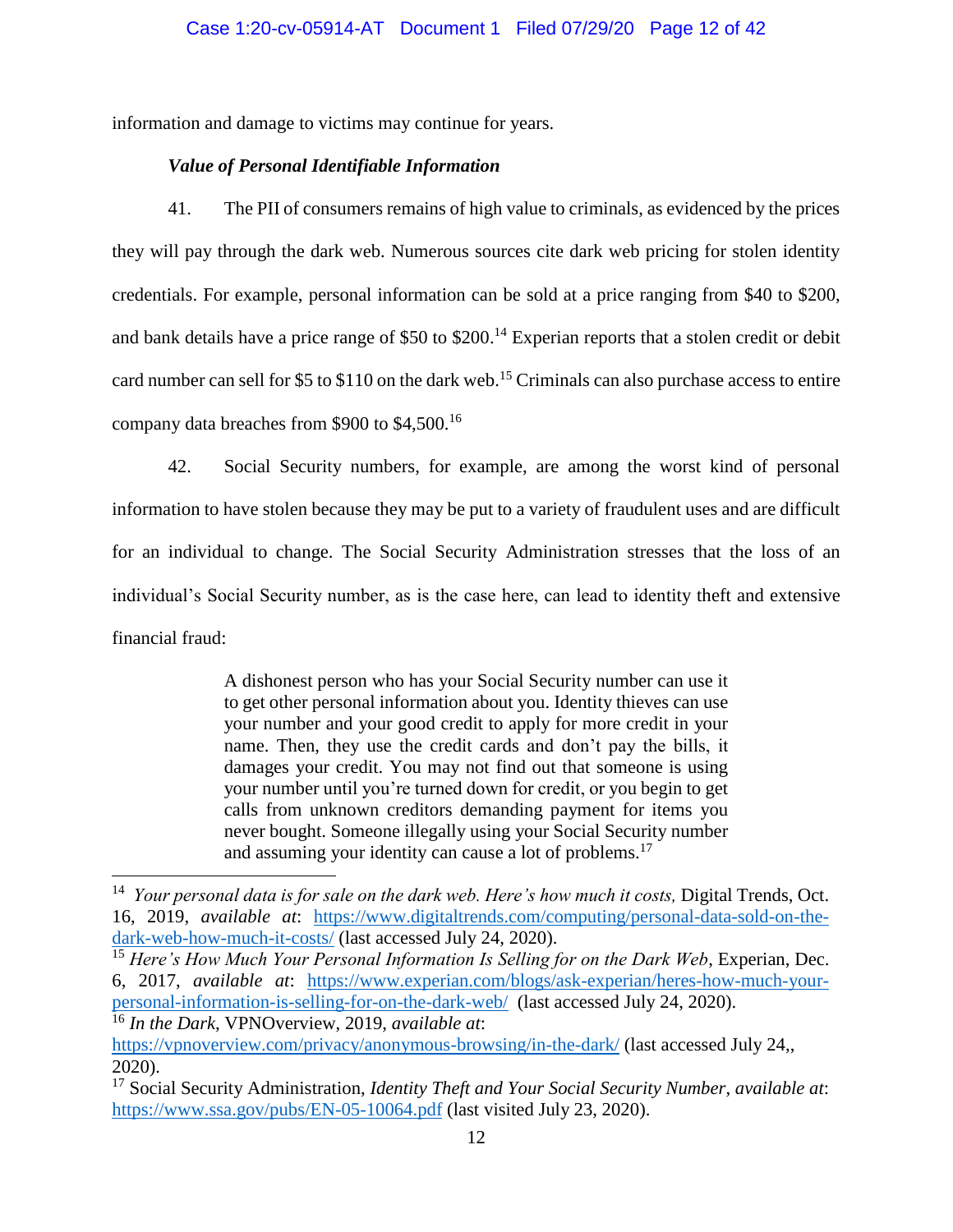information and damage to victims may continue for years.

### *Value of Personal Identifiable Information*

41. The PII of consumers remains of high value to criminals, as evidenced by the prices they will pay through the dark web. Numerous sources cite dark web pricing for stolen identity credentials. For example, personal information can be sold at a price ranging from $40 to $200, and bank details have a price range of $50 to $200.[14] Experian reports that a stolen credit or debit card number can sell for $5 to $110 on the dark web.[15] Criminals can also purchase access to entire company data breaches from $900 to $4,500.[16]

42. Social Security numbers, for example, are among the worst kind of personal information to have stolen because they may be put to a variety of fraudulent uses and are difficult for an individual to change. The Social Security Administration stresses that the loss of an individual's Social Security number, as is the case here, can lead to identity theft and extensive financial fraud:

> A dishonest person who has your Social Security number can use it to get other personal information about you. Identity thieves can use your number and your good credit to apply for more credit in your name. Then, they use the credit cards and don't pay the bills, it damages your credit. You may not find out that someone is using your number until you're turned down for credit, or you begin to get calls from unknown creditors demanding payment for items you never bought. Someone illegally using your Social Security number and assuming your identity can cause a lot of problems.[17]

---

[14] *Your personal data is for sale on the dark web. Here's how much it costs,* Digital Trends, Oct. 16, 2019, *available at*: https://www.digitaltrends.com/computing/personal-data-sold-on-the-dark-web-how-much-it-costs/ (last accessed July 24, 2020).

[15] *Here's How Much Your Personal Information Is Selling for on the Dark Web*, Experian, Dec. 6, 2017, *available at*: https://www.experian.com/blogs/ask-experian/heres-how-much-your-personal-information-is-selling-for-on-the-dark-web/ (last accessed July 24, 2020).

[16] *In the Dark*, VPNOverview, 2019, *available at*: https://vpnoverview.com/privacy/anonymous-browsing/in-the-dark/ (last accessed July 24,, 2020).

[17] Social Security Administration, *Identity Theft and Your Social Security Number*, *available at*: https://www.ssa.gov/pubs/EN-05-10064.pdf (last visited July 23, 2020).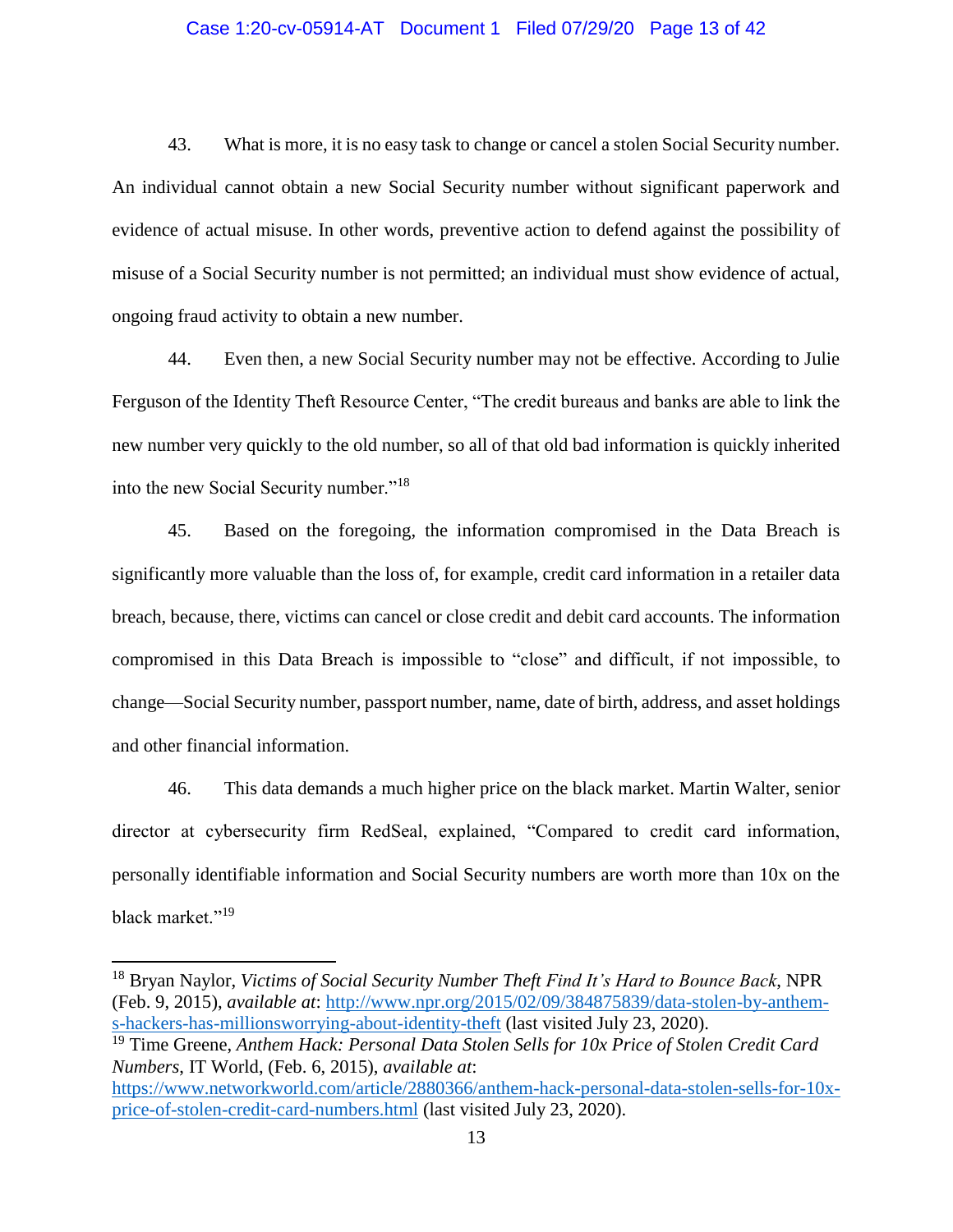43. What is more, it is no easy task to change or cancel a stolen Social Security number. An individual cannot obtain a new Social Security number without significant paperwork and evidence of actual misuse. In other words, preventive action to defend against the possibility of misuse of a Social Security number is not permitted; an individual must show evidence of actual, ongoing fraud activity to obtain a new number.

44. Even then, a new Social Security number may not be effective. According to Julie Ferguson of the Identity Theft Resource Center, "The credit bureaus and banks are able to link the new number very quickly to the old number, so all of that old bad information is quickly inherited into the new Social Security number."[18]

45. Based on the foregoing, the information compromised in the Data Breach is significantly more valuable than the loss of, for example, credit card information in a retailer data breach, because, there, victims can cancel or close credit and debit card accounts. The information compromised in this Data Breach is impossible to "close" and difficult, if not impossible, to change—Social Security number, passport number, name, date of birth, address, and asset holdings and other financial information.

46. This data demands a much higher price on the black market. Martin Walter, senior director at cybersecurity firm RedSeal, explained, "Compared to credit card information, personally identifiable information and Social Security numbers are worth more than 10x on the black market."[19]

---

[18] Bryan Naylor, *Victims of Social Security Number Theft Find It's Hard to Bounce Back*, NPR (Feb. 9, 2015), *available at*: http://www.npr.org/2015/02/09/384875839/data-stolen-by-anthem-s-hackers-has-millionsworrying-about-identity-theft (last visited July 23, 2020).

[19] Time Greene, *Anthem Hack: Personal Data Stolen Sells for 10x Price of Stolen Credit Card Numbers*, IT World, (Feb. 6, 2015), *available at*: https://www.networkworld.com/article/2880366/anthem-hack-personal-data-stolen-sells-for-10x-price-of-stolen-credit-card-numbers.html (last visited July 23, 2020).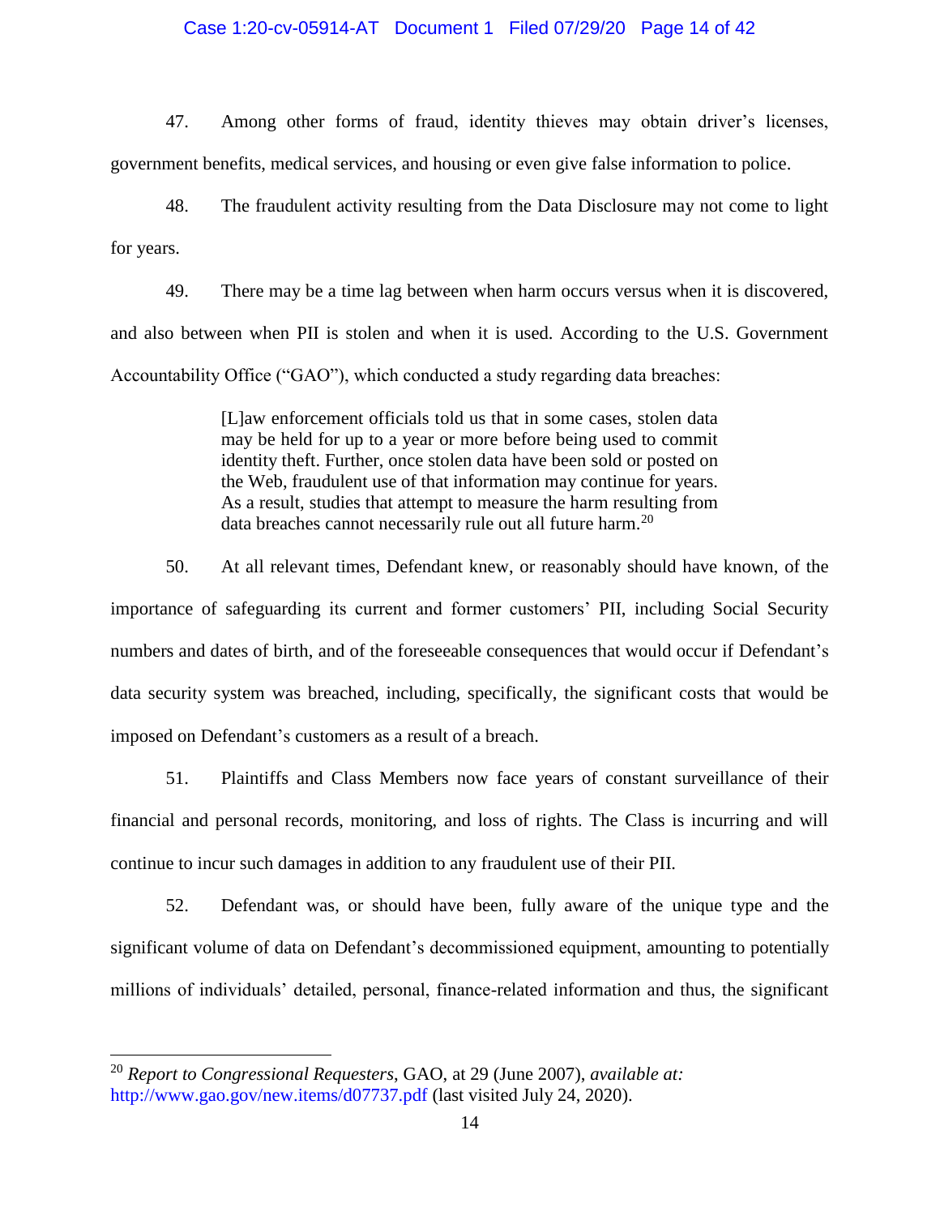47. Among other forms of fraud, identity thieves may obtain driver's licenses, government benefits, medical services, and housing or even give false information to police.

48. The fraudulent activity resulting from the Data Disclosure may not come to light for years.

49. There may be a time lag between when harm occurs versus when it is discovered, and also between when PII is stolen and when it is used. According to the U.S. Government Accountability Office ("GAO"), which conducted a study regarding data breaches:

> [L]aw enforcement officials told us that in some cases, stolen data may be held for up to a year or more before being used to commit identity theft. Further, once stolen data have been sold or posted on the Web, fraudulent use of that information may continue for years. As a result, studies that attempt to measure the harm resulting from data breaches cannot necessarily rule out all future harm.[20]

50. At all relevant times, Defendant knew, or reasonably should have known, of the importance of safeguarding its current and former customers' PII, including Social Security numbers and dates of birth, and of the foreseeable consequences that would occur if Defendant's data security system was breached, including, specifically, the significant costs that would be imposed on Defendant's customers as a result of a breach.

51. Plaintiffs and Class Members now face years of constant surveillance of their financial and personal records, monitoring, and loss of rights. The Class is incurring and will continue to incur such damages in addition to any fraudulent use of their PII.

52. Defendant was, or should have been, fully aware of the unique type and the significant volume of data on Defendant's decommissioned equipment, amounting to potentially millions of individuals' detailed, personal, finance-related information and thus, the significant

---

[20] *Report to Congressional Requesters*, GAO, at 29 (June 2007), *available at:* http://www.gao.gov/new.items/d07737.pdf (last visited July 24, 2020).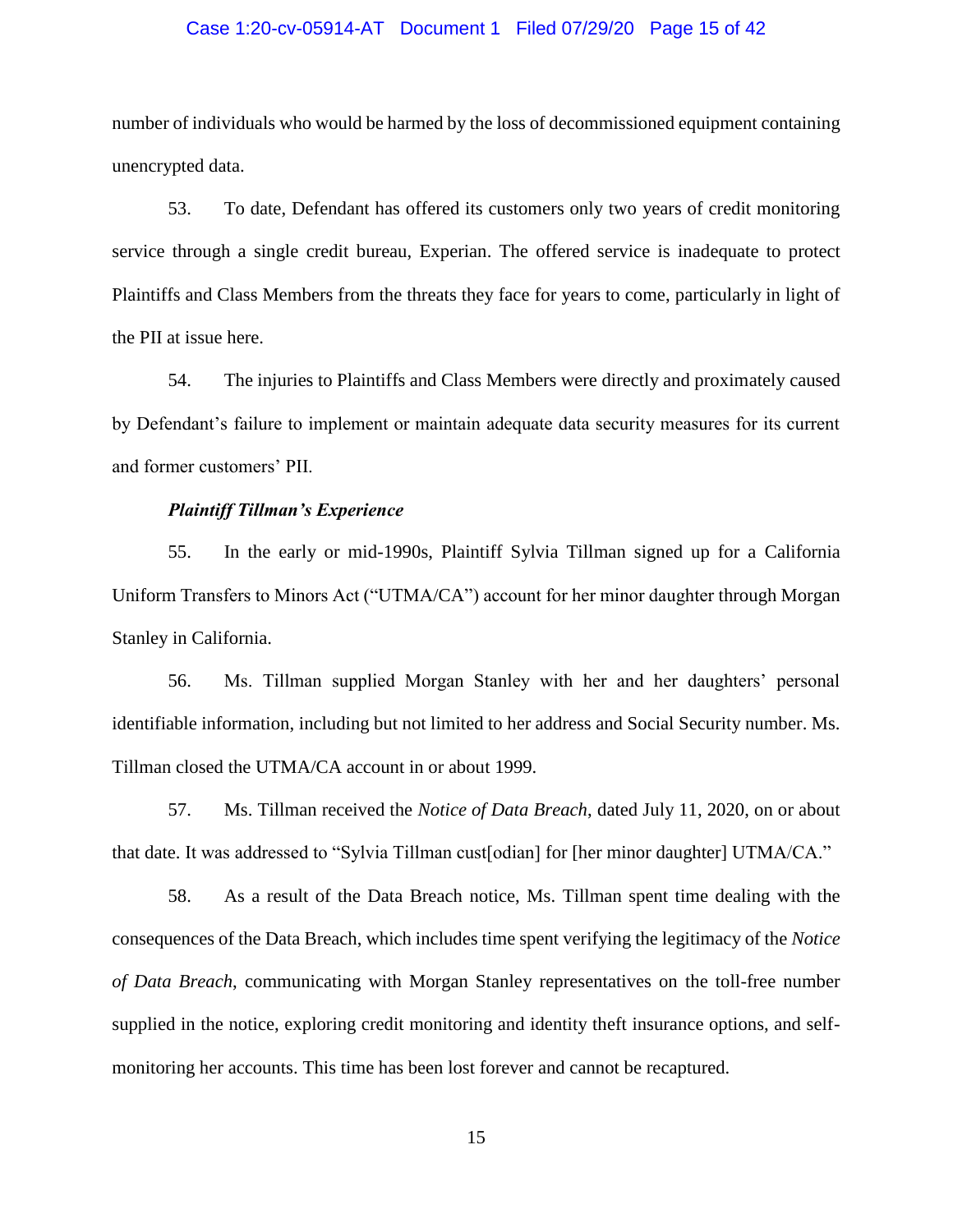number of individuals who would be harmed by the loss of decommissioned equipment containing unencrypted data.

53. To date, Defendant has offered its customers only two years of credit monitoring service through a single credit bureau, Experian. The offered service is inadequate to protect Plaintiffs and Class Members from the threats they face for years to come, particularly in light of the PII at issue here.

54. The injuries to Plaintiffs and Class Members were directly and proximately caused by Defendant's failure to implement or maintain adequate data security measures for its current and former customers' PII.

***Plaintiff Tillman's Experience***

55. In the early or mid-1990s, Plaintiff Sylvia Tillman signed up for a California Uniform Transfers to Minors Act ("UTMA/CA") account for her minor daughter through Morgan Stanley in California.

56. Ms. Tillman supplied Morgan Stanley with her and her daughters' personal identifiable information, including but not limited to her address and Social Security number. Ms. Tillman closed the UTMA/CA account in or about 1999.

57. Ms. Tillman received the *Notice of Data Breach*, dated July 11, 2020, on or about that date. It was addressed to "Sylvia Tillman cust[odian] for [her minor daughter] UTMA/CA."

58. As a result of the Data Breach notice, Ms. Tillman spent time dealing with the consequences of the Data Breach, which includes time spent verifying the legitimacy of the *Notice of Data Breach*, communicating with Morgan Stanley representatives on the toll-free number supplied in the notice, exploring credit monitoring and identity theft insurance options, and self-monitoring her accounts. This time has been lost forever and cannot be recaptured.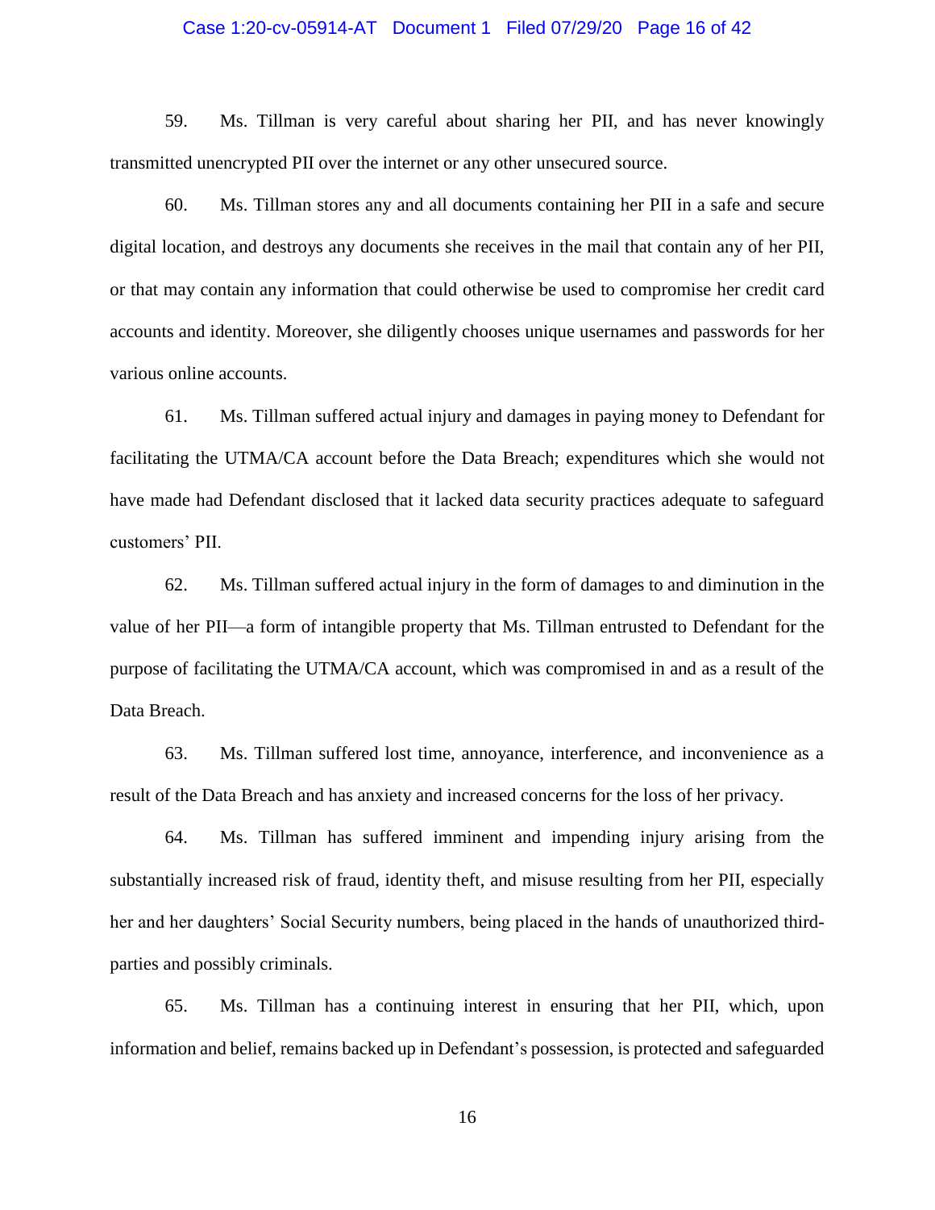59. Ms. Tillman is very careful about sharing her PII, and has never knowingly transmitted unencrypted PII over the internet or any other unsecured source.

60. Ms. Tillman stores any and all documents containing her PII in a safe and secure digital location, and destroys any documents she receives in the mail that contain any of her PII, or that may contain any information that could otherwise be used to compromise her credit card accounts and identity. Moreover, she diligently chooses unique usernames and passwords for her various online accounts.

61. Ms. Tillman suffered actual injury and damages in paying money to Defendant for facilitating the UTMA/CA account before the Data Breach; expenditures which she would not have made had Defendant disclosed that it lacked data security practices adequate to safeguard customers' PII.

62. Ms. Tillman suffered actual injury in the form of damages to and diminution in the value of her PII—a form of intangible property that Ms. Tillman entrusted to Defendant for the purpose of facilitating the UTMA/CA account, which was compromised in and as a result of the Data Breach.

63. Ms. Tillman suffered lost time, annoyance, interference, and inconvenience as a result of the Data Breach and has anxiety and increased concerns for the loss of her privacy.

64. Ms. Tillman has suffered imminent and impending injury arising from the substantially increased risk of fraud, identity theft, and misuse resulting from her PII, especially her and her daughters' Social Security numbers, being placed in the hands of unauthorized third-parties and possibly criminals.

65. Ms. Tillman has a continuing interest in ensuring that her PII, which, upon information and belief, remains backed up in Defendant's possession, is protected and safeguarded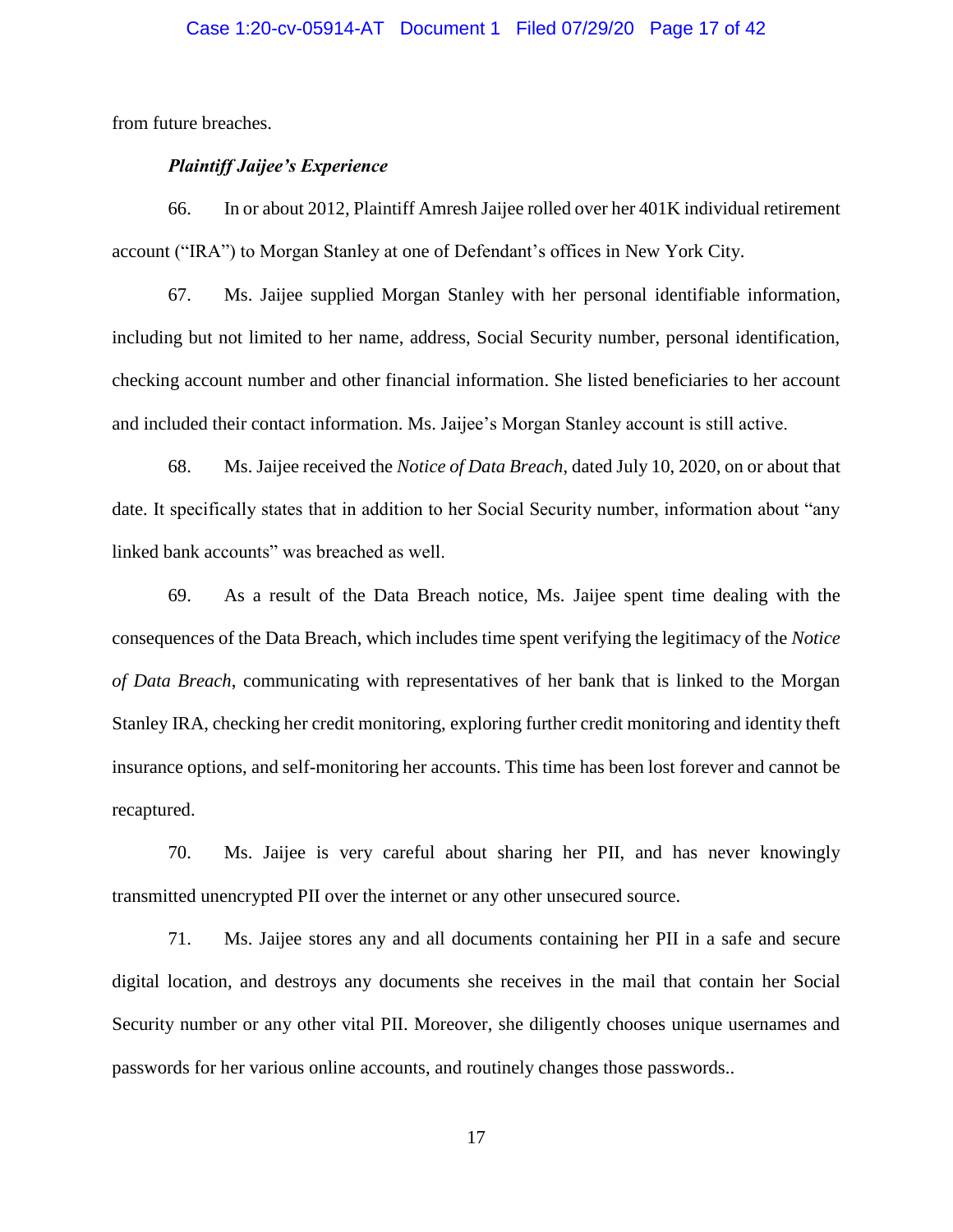from future breaches.

***Plaintiff Jaijee's Experience***

66. In or about 2012, Plaintiff Amresh Jaijee rolled over her 401K individual retirement account ("IRA") to Morgan Stanley at one of Defendant's offices in New York City.

67. Ms. Jaijee supplied Morgan Stanley with her personal identifiable information, including but not limited to her name, address, Social Security number, personal identification, checking account number and other financial information. She listed beneficiaries to her account and included their contact information. Ms. Jaijee's Morgan Stanley account is still active.

68. Ms. Jaijee received the *Notice of Data Breach*, dated July 10, 2020, on or about that date. It specifically states that in addition to her Social Security number, information about "any linked bank accounts" was breached as well.

69. As a result of the Data Breach notice, Ms. Jaijee spent time dealing with the consequences of the Data Breach, which includes time spent verifying the legitimacy of the *Notice of Data Breach*, communicating with representatives of her bank that is linked to the Morgan Stanley IRA, checking her credit monitoring, exploring further credit monitoring and identity theft insurance options, and self-monitoring her accounts. This time has been lost forever and cannot be recaptured.

70. Ms. Jaijee is very careful about sharing her PII, and has never knowingly transmitted unencrypted PII over the internet or any other unsecured source.

71. Ms. Jaijee stores any and all documents containing her PII in a safe and secure digital location, and destroys any documents she receives in the mail that contain her Social Security number or any other vital PII. Moreover, she diligently chooses unique usernames and passwords for her various online accounts, and routinely changes those passwords..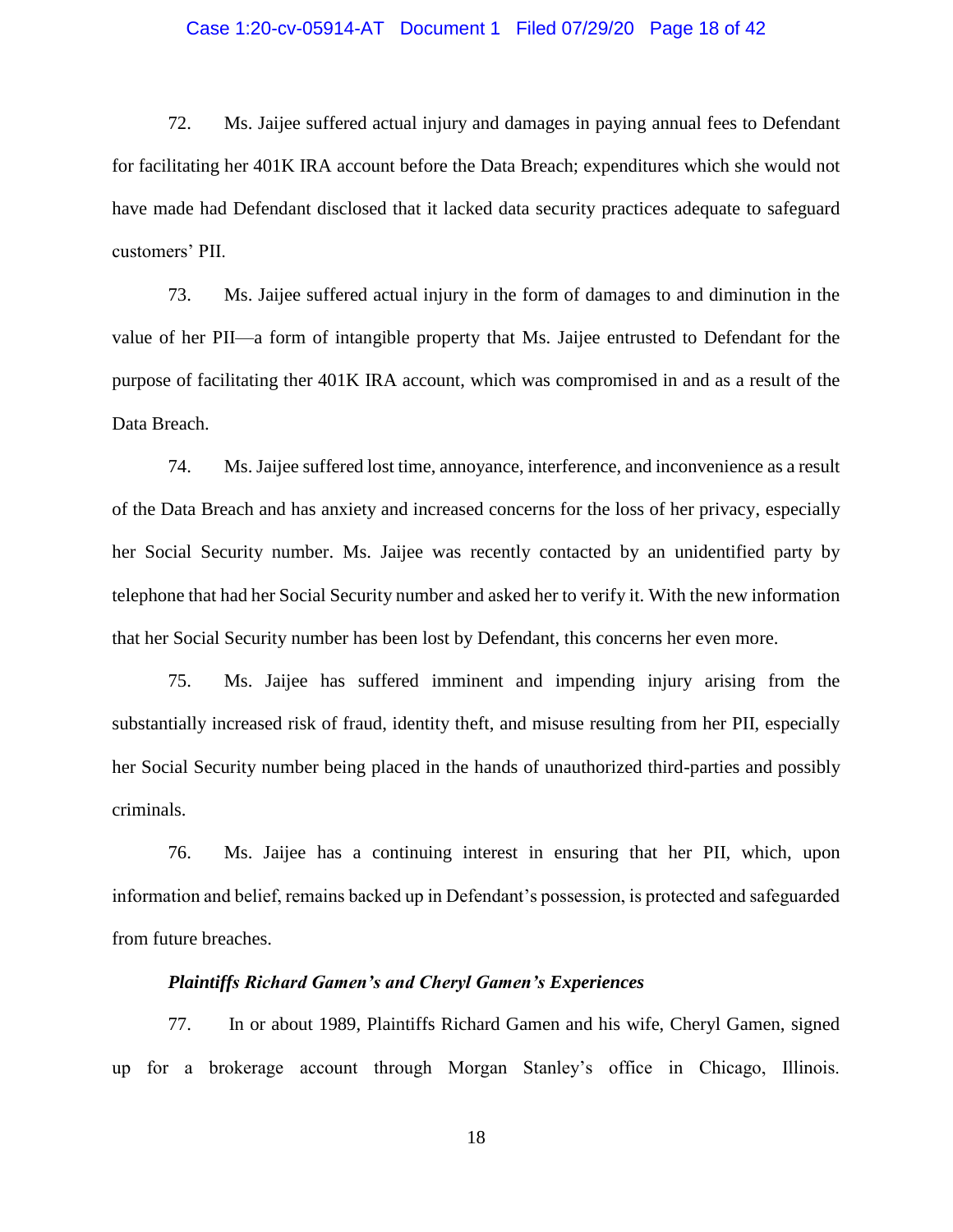72. Ms. Jaijee suffered actual injury and damages in paying annual fees to Defendant for facilitating her 401K IRA account before the Data Breach; expenditures which she would not have made had Defendant disclosed that it lacked data security practices adequate to safeguard customers' PII.

73. Ms. Jaijee suffered actual injury in the form of damages to and diminution in the value of her PII—a form of intangible property that Ms. Jaijee entrusted to Defendant for the purpose of facilitating ther 401K IRA account, which was compromised in and as a result of the Data Breach.

74. Ms. Jaijee suffered lost time, annoyance, interference, and inconvenience as a result of the Data Breach and has anxiety and increased concerns for the loss of her privacy, especially her Social Security number. Ms. Jaijee was recently contacted by an unidentified party by telephone that had her Social Security number and asked her to verify it. With the new information that her Social Security number has been lost by Defendant, this concerns her even more.

75. Ms. Jaijee has suffered imminent and impending injury arising from the substantially increased risk of fraud, identity theft, and misuse resulting from her PII, especially her Social Security number being placed in the hands of unauthorized third-parties and possibly criminals.

76. Ms. Jaijee has a continuing interest in ensuring that her PII, which, upon information and belief, remains backed up in Defendant's possession, is protected and safeguarded from future breaches.

***Plaintiffs Richard Gamen's and Cheryl Gamen's Experiences***

77. In or about 1989, Plaintiffs Richard Gamen and his wife, Cheryl Gamen, signed up for a brokerage account through Morgan Stanley's office in Chicago, Illinois.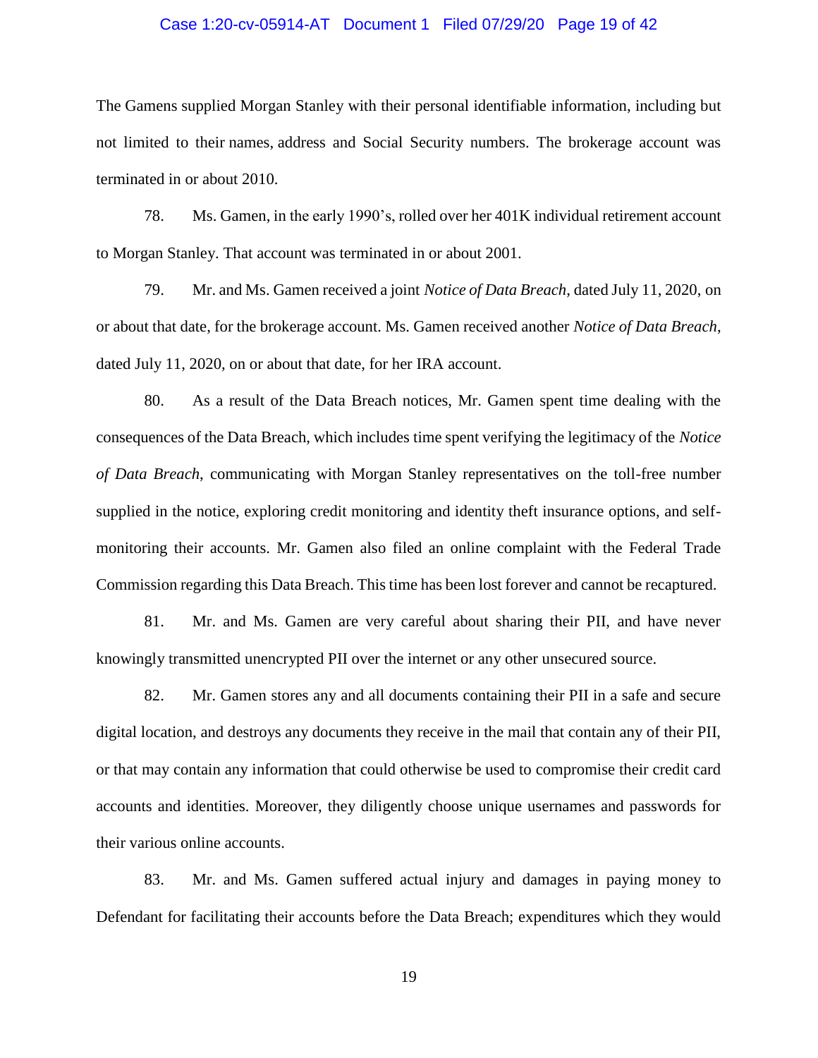The Gamens supplied Morgan Stanley with their personal identifiable information, including but not limited to their names, address and Social Security numbers. The brokerage account was terminated in or about 2010.

78. Ms. Gamen, in the early 1990's, rolled over her 401K individual retirement account to Morgan Stanley. That account was terminated in or about 2001.

79. Mr. and Ms. Gamen received a joint *Notice of Data Breach*, dated July 11, 2020, on or about that date, for the brokerage account. Ms. Gamen received another *Notice of Data Breach*, dated July 11, 2020, on or about that date, for her IRA account.

80. As a result of the Data Breach notices, Mr. Gamen spent time dealing with the consequences of the Data Breach, which includes time spent verifying the legitimacy of the *Notice of Data Breach*, communicating with Morgan Stanley representatives on the toll-free number supplied in the notice, exploring credit monitoring and identity theft insurance options, and self-monitoring their accounts. Mr. Gamen also filed an online complaint with the Federal Trade Commission regarding this Data Breach. This time has been lost forever and cannot be recaptured.

81. Mr. and Ms. Gamen are very careful about sharing their PII, and have never knowingly transmitted unencrypted PII over the internet or any other unsecured source.

82. Mr. Gamen stores any and all documents containing their PII in a safe and secure digital location, and destroys any documents they receive in the mail that contain any of their PII, or that may contain any information that could otherwise be used to compromise their credit card accounts and identities. Moreover, they diligently choose unique usernames and passwords for their various online accounts.

83. Mr. and Ms. Gamen suffered actual injury and damages in paying money to Defendant for facilitating their accounts before the Data Breach; expenditures which they would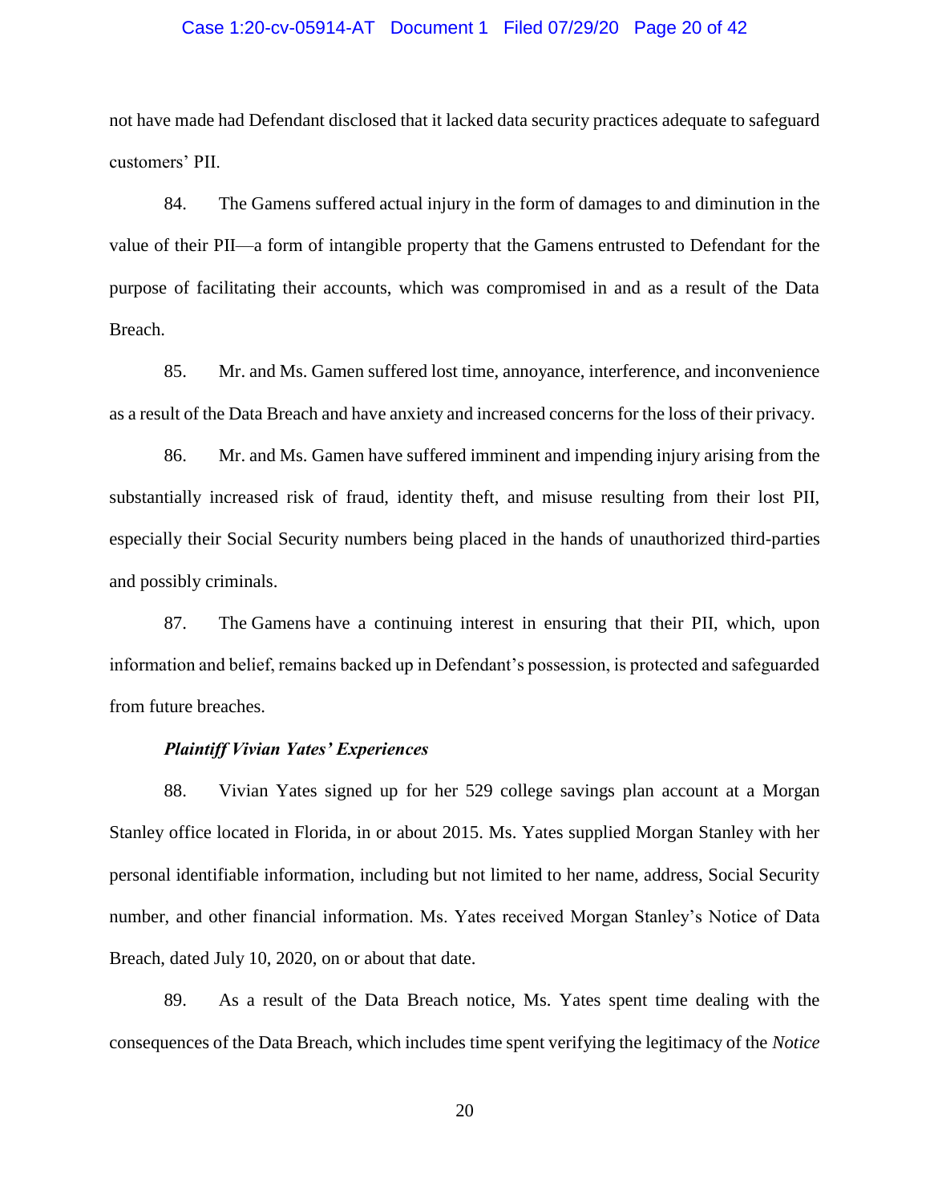not have made had Defendant disclosed that it lacked data security practices adequate to safeguard customers' PII.

84. The Gamens suffered actual injury in the form of damages to and diminution in the value of their PII—a form of intangible property that the Gamens entrusted to Defendant for the purpose of facilitating their accounts, which was compromised in and as a result of the Data Breach.

85. Mr. and Ms. Gamen suffered lost time, annoyance, interference, and inconvenience as a result of the Data Breach and have anxiety and increased concerns for the loss of their privacy.

86. Mr. and Ms. Gamen have suffered imminent and impending injury arising from the substantially increased risk of fraud, identity theft, and misuse resulting from their lost PII, especially their Social Security numbers being placed in the hands of unauthorized third-parties and possibly criminals.

87. The Gamens have a continuing interest in ensuring that their PII, which, upon information and belief, remains backed up in Defendant's possession, is protected and safeguarded from future breaches.

***Plaintiff Vivian Yates' Experiences***

88. Vivian Yates signed up for her 529 college savings plan account at a Morgan Stanley office located in Florida, in or about 2015. Ms. Yates supplied Morgan Stanley with her personal identifiable information, including but not limited to her name, address, Social Security number, and other financial information. Ms. Yates received Morgan Stanley's Notice of Data Breach, dated July 10, 2020, on or about that date.

89. As a result of the Data Breach notice, Ms. Yates spent time dealing with the consequences of the Data Breach, which includes time spent verifying the legitimacy of the *Notice*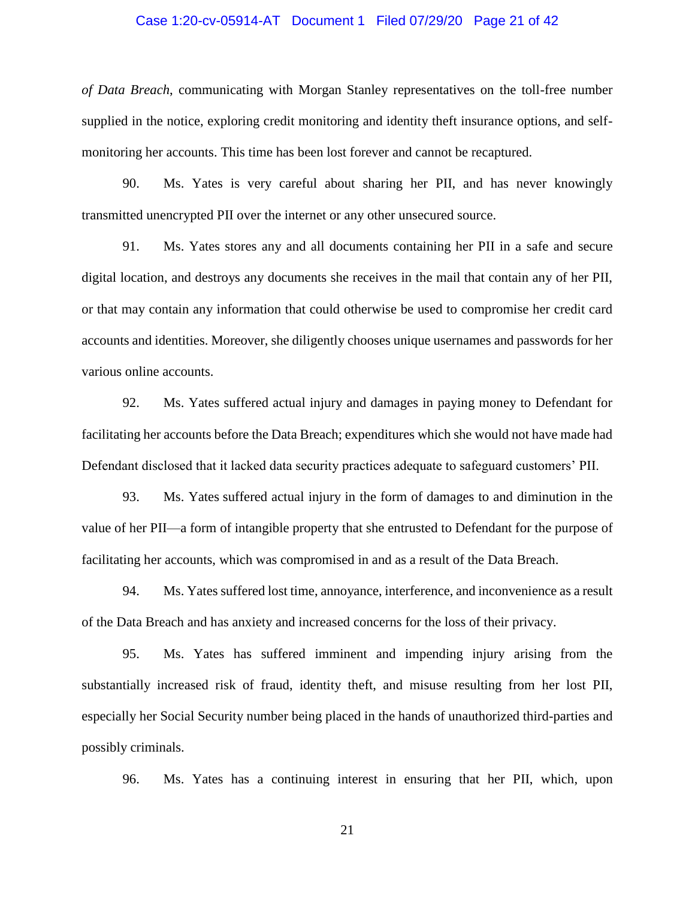*of Data Breach*, communicating with Morgan Stanley representatives on the toll-free number supplied in the notice, exploring credit monitoring and identity theft insurance options, and self-monitoring her accounts. This time has been lost forever and cannot be recaptured.

90. Ms. Yates is very careful about sharing her PII, and has never knowingly transmitted unencrypted PII over the internet or any other unsecured source.

91. Ms. Yates stores any and all documents containing her PII in a safe and secure digital location, and destroys any documents she receives in the mail that contain any of her PII, or that may contain any information that could otherwise be used to compromise her credit card accounts and identities. Moreover, she diligently chooses unique usernames and passwords for her various online accounts.

92. Ms. Yates suffered actual injury and damages in paying money to Defendant for facilitating her accounts before the Data Breach; expenditures which she would not have made had Defendant disclosed that it lacked data security practices adequate to safeguard customers' PII.

93. Ms. Yates suffered actual injury in the form of damages to and diminution in the value of her PII—a form of intangible property that she entrusted to Defendant for the purpose of facilitating her accounts, which was compromised in and as a result of the Data Breach.

94. Ms. Yates suffered lost time, annoyance, interference, and inconvenience as a result of the Data Breach and has anxiety and increased concerns for the loss of their privacy.

95. Ms. Yates has suffered imminent and impending injury arising from the substantially increased risk of fraud, identity theft, and misuse resulting from her lost PII, especially her Social Security number being placed in the hands of unauthorized third-parties and possibly criminals.

96. Ms. Yates has a continuing interest in ensuring that her PII, which, upon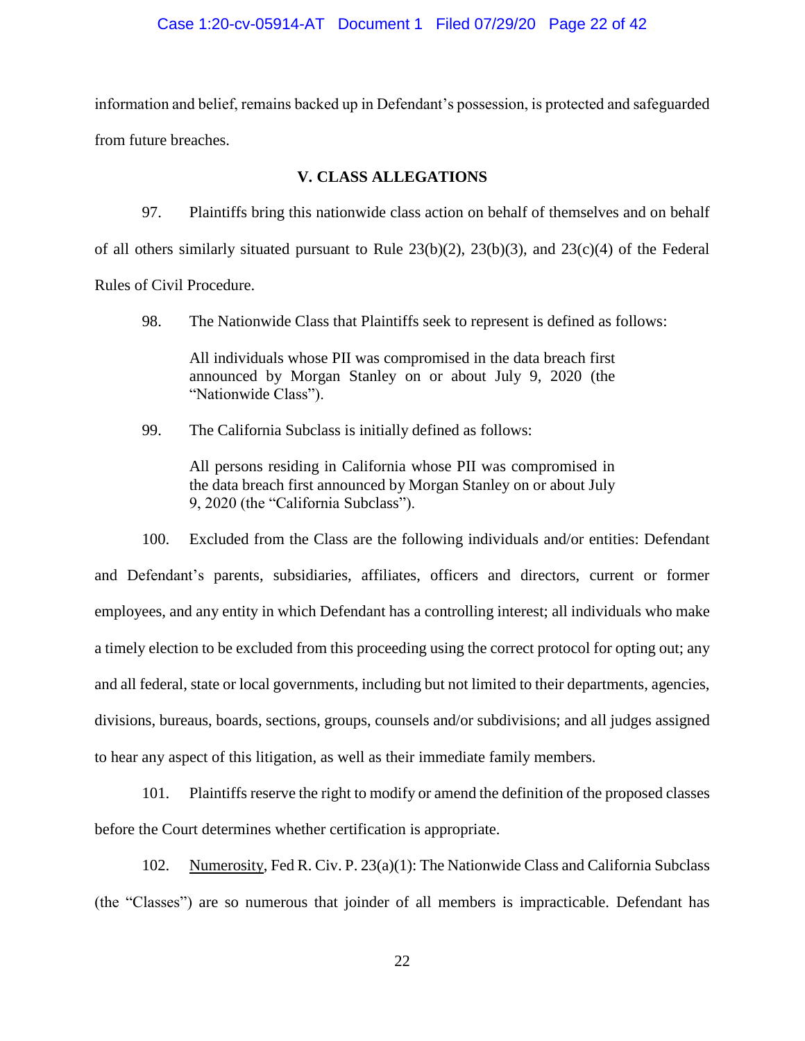information and belief, remains backed up in Defendant's possession, is protected and safeguarded from future breaches.

## V. CLASS ALLEGATIONS

97. Plaintiffs bring this nationwide class action on behalf of themselves and on behalf of all others similarly situated pursuant to Rule 23(b)(2), 23(b)(3), and 23(c)(4) of the Federal Rules of Civil Procedure.

98. The Nationwide Class that Plaintiffs seek to represent is defined as follows:

> All individuals whose PII was compromised in the data breach first announced by Morgan Stanley on or about July 9, 2020 (the "Nationwide Class").

99. The California Subclass is initially defined as follows:

> All persons residing in California whose PII was compromised in the data breach first announced by Morgan Stanley on or about July 9, 2020 (the "California Subclass").

100. Excluded from the Class are the following individuals and/or entities: Defendant and Defendant's parents, subsidiaries, affiliates, officers and directors, current or former employees, and any entity in which Defendant has a controlling interest; all individuals who make a timely election to be excluded from this proceeding using the correct protocol for opting out; any and all federal, state or local governments, including but not limited to their departments, agencies, divisions, bureaus, boards, sections, groups, counsels and/or subdivisions; and all judges assigned to hear any aspect of this litigation, as well as their immediate family members.

101. Plaintiffs reserve the right to modify or amend the definition of the proposed classes before the Court determines whether certification is appropriate.

102. Numerosity, Fed R. Civ. P. 23(a)(1): The Nationwide Class and California Subclass (the "Classes") are so numerous that joinder of all members is impracticable. Defendant has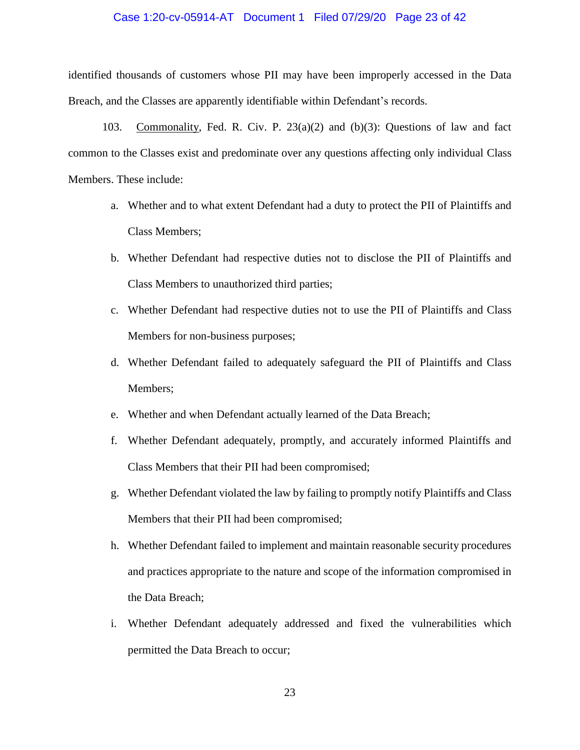identified thousands of customers whose PII may have been improperly accessed in the Data Breach, and the Classes are apparently identifiable within Defendant's records.

103. Commonality, Fed. R. Civ. P. 23(a)(2) and (b)(3): Questions of law and fact common to the Classes exist and predominate over any questions affecting only individual Class Members. These include:

a. Whether and to what extent Defendant had a duty to protect the PII of Plaintiffs and Class Members;

b. Whether Defendant had respective duties not to disclose the PII of Plaintiffs and Class Members to unauthorized third parties;

c. Whether Defendant had respective duties not to use the PII of Plaintiffs and Class Members for non-business purposes;

d. Whether Defendant failed to adequately safeguard the PII of Plaintiffs and Class Members;

e. Whether and when Defendant actually learned of the Data Breach;

f. Whether Defendant adequately, promptly, and accurately informed Plaintiffs and Class Members that their PII had been compromised;

g. Whether Defendant violated the law by failing to promptly notify Plaintiffs and Class Members that their PII had been compromised;

h. Whether Defendant failed to implement and maintain reasonable security procedures and practices appropriate to the nature and scope of the information compromised in the Data Breach;

i. Whether Defendant adequately addressed and fixed the vulnerabilities which permitted the Data Breach to occur;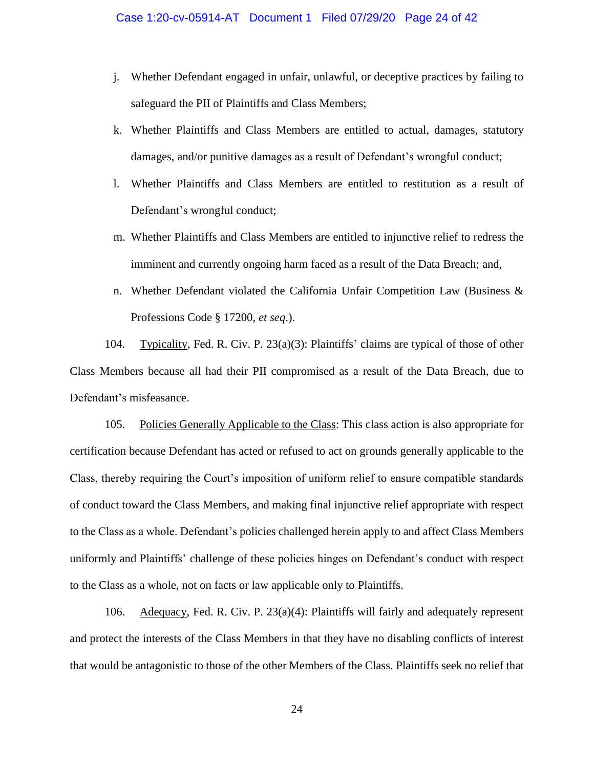j. Whether Defendant engaged in unfair, unlawful, or deceptive practices by failing to safeguard the PII of Plaintiffs and Class Members;

k. Whether Plaintiffs and Class Members are entitled to actual, damages, statutory damages, and/or punitive damages as a result of Defendant's wrongful conduct;

l. Whether Plaintiffs and Class Members are entitled to restitution as a result of Defendant's wrongful conduct;

m. Whether Plaintiffs and Class Members are entitled to injunctive relief to redress the imminent and currently ongoing harm faced as a result of the Data Breach; and,

n. Whether Defendant violated the California Unfair Competition Law (Business & Professions Code § 17200, *et seq*.).

104. Typicality, Fed. R. Civ. P. 23(a)(3): Plaintiffs' claims are typical of those of other Class Members because all had their PII compromised as a result of the Data Breach, due to Defendant's misfeasance.

105. Policies Generally Applicable to the Class: This class action is also appropriate for certification because Defendant has acted or refused to act on grounds generally applicable to the Class, thereby requiring the Court's imposition of uniform relief to ensure compatible standards of conduct toward the Class Members, and making final injunctive relief appropriate with respect to the Class as a whole. Defendant's policies challenged herein apply to and affect Class Members uniformly and Plaintiffs' challenge of these policies hinges on Defendant's conduct with respect to the Class as a whole, not on facts or law applicable only to Plaintiffs.

106. Adequacy, Fed. R. Civ. P. 23(a)(4): Plaintiffs will fairly and adequately represent and protect the interests of the Class Members in that they have no disabling conflicts of interest that would be antagonistic to those of the other Members of the Class. Plaintiffs seek no relief that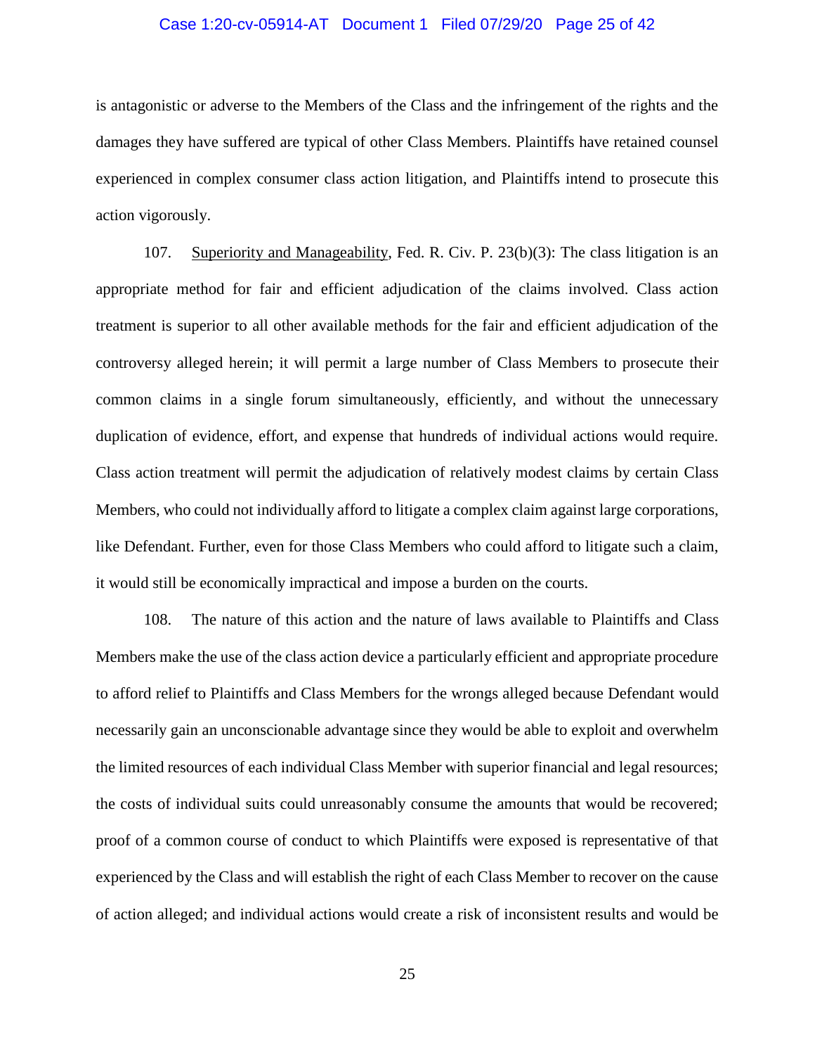is antagonistic or adverse to the Members of the Class and the infringement of the rights and the damages they have suffered are typical of other Class Members. Plaintiffs have retained counsel experienced in complex consumer class action litigation, and Plaintiffs intend to prosecute this action vigorously.

107. <u>Superiority and Manageability</u>, Fed. R. Civ. P. 23(b)(3): The class litigation is an appropriate method for fair and efficient adjudication of the claims involved. Class action treatment is superior to all other available methods for the fair and efficient adjudication of the controversy alleged herein; it will permit a large number of Class Members to prosecute their common claims in a single forum simultaneously, efficiently, and without the unnecessary duplication of evidence, effort, and expense that hundreds of individual actions would require. Class action treatment will permit the adjudication of relatively modest claims by certain Class Members, who could not individually afford to litigate a complex claim against large corporations, like Defendant. Further, even for those Class Members who could afford to litigate such a claim, it would still be economically impractical and impose a burden on the courts.

108. The nature of this action and the nature of laws available to Plaintiffs and Class Members make the use of the class action device a particularly efficient and appropriate procedure to afford relief to Plaintiffs and Class Members for the wrongs alleged because Defendant would necessarily gain an unconscionable advantage since they would be able to exploit and overwhelm the limited resources of each individual Class Member with superior financial and legal resources; the costs of individual suits could unreasonably consume the amounts that would be recovered; proof of a common course of conduct to which Plaintiffs were exposed is representative of that experienced by the Class and will establish the right of each Class Member to recover on the cause of action alleged; and individual actions would create a risk of inconsistent results and would be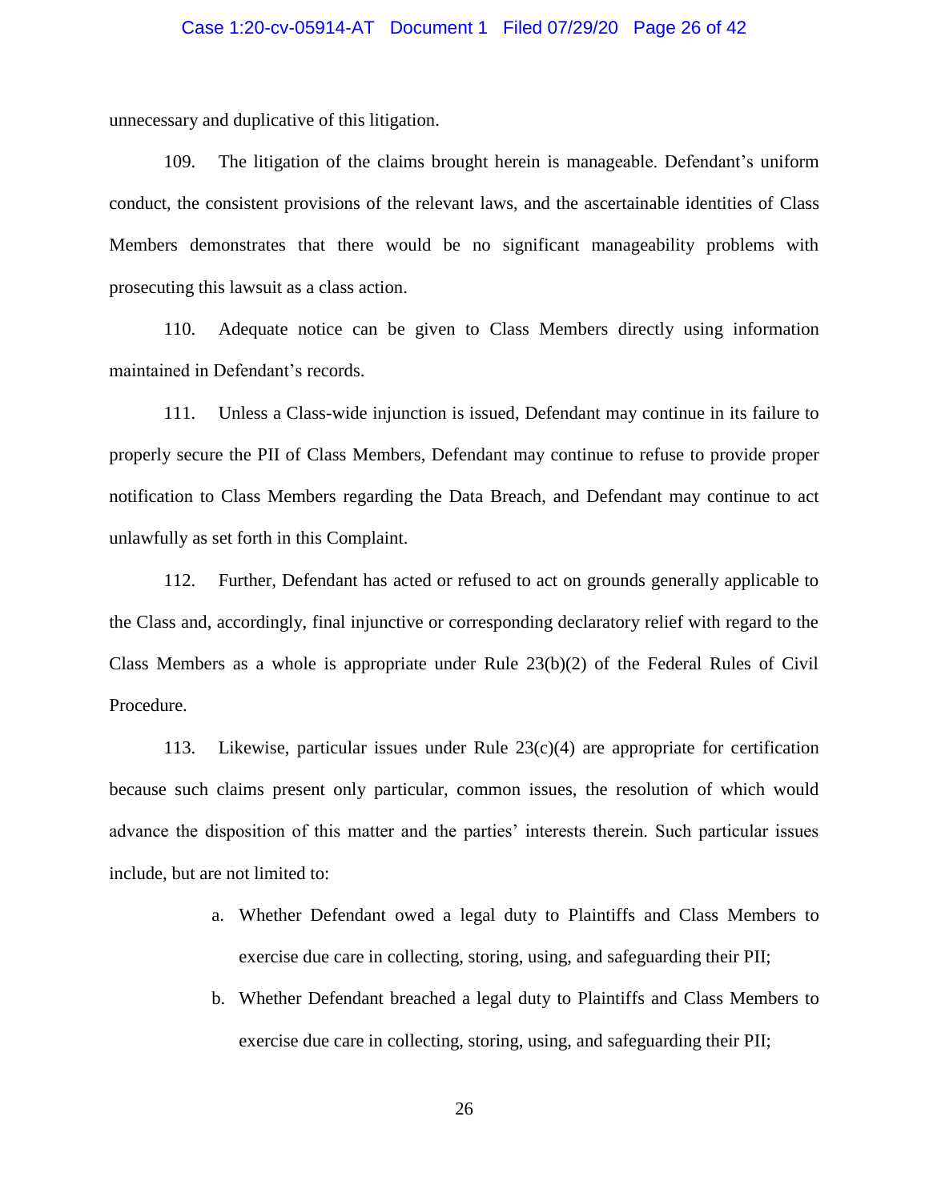unnecessary and duplicative of this litigation.

109. The litigation of the claims brought herein is manageable. Defendant's uniform conduct, the consistent provisions of the relevant laws, and the ascertainable identities of Class Members demonstrates that there would be no significant manageability problems with prosecuting this lawsuit as a class action.

110. Adequate notice can be given to Class Members directly using information maintained in Defendant's records.

111. Unless a Class-wide injunction is issued, Defendant may continue in its failure to properly secure the PII of Class Members, Defendant may continue to refuse to provide proper notification to Class Members regarding the Data Breach, and Defendant may continue to act unlawfully as set forth in this Complaint.

112. Further, Defendant has acted or refused to act on grounds generally applicable to the Class and, accordingly, final injunctive or corresponding declaratory relief with regard to the Class Members as a whole is appropriate under Rule 23(b)(2) of the Federal Rules of Civil Procedure.

113. Likewise, particular issues under Rule 23(c)(4) are appropriate for certification because such claims present only particular, common issues, the resolution of which would advance the disposition of this matter and the parties' interests therein. Such particular issues include, but are not limited to:

a. Whether Defendant owed a legal duty to Plaintiffs and Class Members to exercise due care in collecting, storing, using, and safeguarding their PII;

b. Whether Defendant breached a legal duty to Plaintiffs and Class Members to exercise due care in collecting, storing, using, and safeguarding their PII;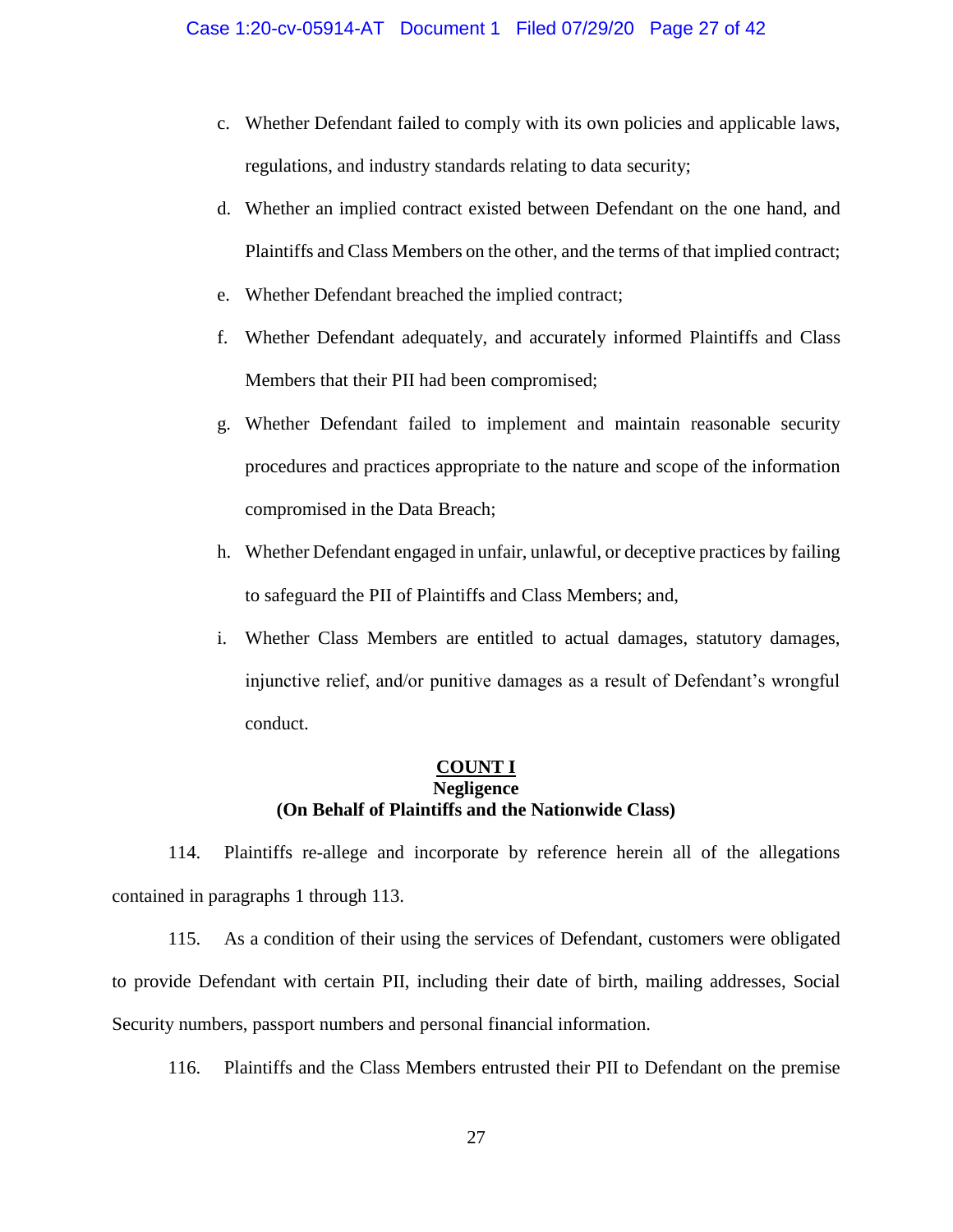c. Whether Defendant failed to comply with its own policies and applicable laws, regulations, and industry standards relating to data security;

d. Whether an implied contract existed between Defendant on the one hand, and Plaintiffs and Class Members on the other, and the terms of that implied contract;

e. Whether Defendant breached the implied contract;

f. Whether Defendant adequately, and accurately informed Plaintiffs and Class Members that their PII had been compromised;

g. Whether Defendant failed to implement and maintain reasonable security procedures and practices appropriate to the nature and scope of the information compromised in the Data Breach;

h. Whether Defendant engaged in unfair, unlawful, or deceptive practices by failing to safeguard the PII of Plaintiffs and Class Members; and,

i. Whether Class Members are entitled to actual damages, statutory damages, injunctive relief, and/or punitive damages as a result of Defendant's wrongful conduct.

**COUNT I**
**Negligence**
**(On Behalf of Plaintiffs and the Nationwide Class)**

114. Plaintiffs re-allege and incorporate by reference herein all of the allegations contained in paragraphs 1 through 113.

115. As a condition of their using the services of Defendant, customers were obligated to provide Defendant with certain PII, including their date of birth, mailing addresses, Social Security numbers, passport numbers and personal financial information.

116. Plaintiffs and the Class Members entrusted their PII to Defendant on the premise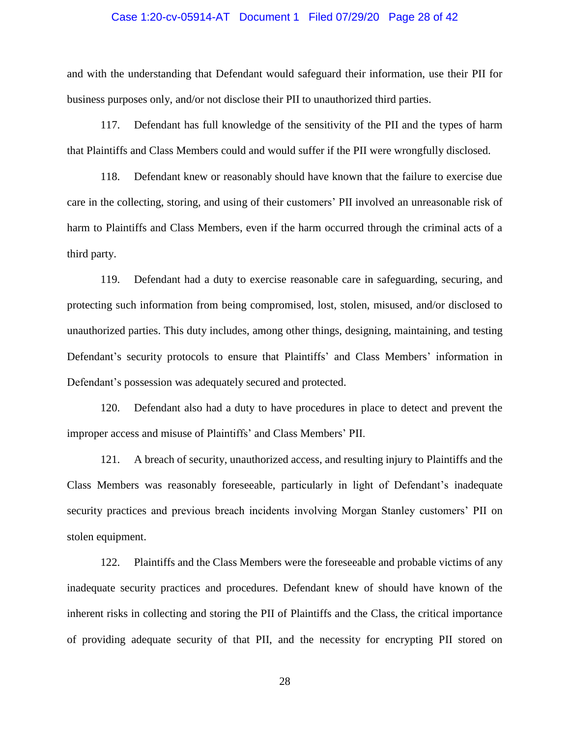and with the understanding that Defendant would safeguard their information, use their PII for business purposes only, and/or not disclose their PII to unauthorized third parties.

117. Defendant has full knowledge of the sensitivity of the PII and the types of harm that Plaintiffs and Class Members could and would suffer if the PII were wrongfully disclosed.

118. Defendant knew or reasonably should have known that the failure to exercise due care in the collecting, storing, and using of their customers' PII involved an unreasonable risk of harm to Plaintiffs and Class Members, even if the harm occurred through the criminal acts of a third party.

119. Defendant had a duty to exercise reasonable care in safeguarding, securing, and protecting such information from being compromised, lost, stolen, misused, and/or disclosed to unauthorized parties. This duty includes, among other things, designing, maintaining, and testing Defendant's security protocols to ensure that Plaintiffs' and Class Members' information in Defendant's possession was adequately secured and protected.

120. Defendant also had a duty to have procedures in place to detect and prevent the improper access and misuse of Plaintiffs' and Class Members' PII.

121. A breach of security, unauthorized access, and resulting injury to Plaintiffs and the Class Members was reasonably foreseeable, particularly in light of Defendant's inadequate security practices and previous breach incidents involving Morgan Stanley customers' PII on stolen equipment.

122. Plaintiffs and the Class Members were the foreseeable and probable victims of any inadequate security practices and procedures. Defendant knew of should have known of the inherent risks in collecting and storing the PII of Plaintiffs and the Class, the critical importance of providing adequate security of that PII, and the necessity for encrypting PII stored on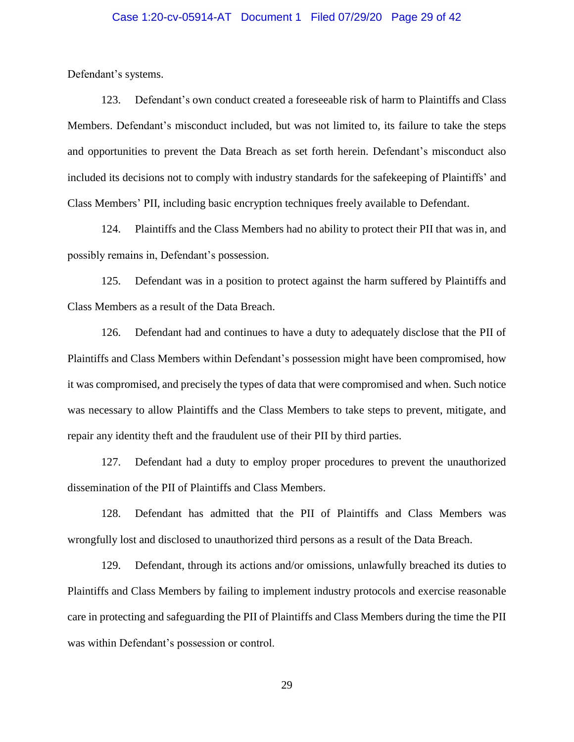Defendant's systems.

123. Defendant's own conduct created a foreseeable risk of harm to Plaintiffs and Class Members. Defendant's misconduct included, but was not limited to, its failure to take the steps and opportunities to prevent the Data Breach as set forth herein. Defendant's misconduct also included its decisions not to comply with industry standards for the safekeeping of Plaintiffs' and Class Members' PII, including basic encryption techniques freely available to Defendant.

124. Plaintiffs and the Class Members had no ability to protect their PII that was in, and possibly remains in, Defendant's possession.

125. Defendant was in a position to protect against the harm suffered by Plaintiffs and Class Members as a result of the Data Breach.

126. Defendant had and continues to have a duty to adequately disclose that the PII of Plaintiffs and Class Members within Defendant's possession might have been compromised, how it was compromised, and precisely the types of data that were compromised and when. Such notice was necessary to allow Plaintiffs and the Class Members to take steps to prevent, mitigate, and repair any identity theft and the fraudulent use of their PII by third parties.

127. Defendant had a duty to employ proper procedures to prevent the unauthorized dissemination of the PII of Plaintiffs and Class Members.

128. Defendant has admitted that the PII of Plaintiffs and Class Members was wrongfully lost and disclosed to unauthorized third persons as a result of the Data Breach.

129. Defendant, through its actions and/or omissions, unlawfully breached its duties to Plaintiffs and Class Members by failing to implement industry protocols and exercise reasonable care in protecting and safeguarding the PII of Plaintiffs and Class Members during the time the PII was within Defendant's possession or control.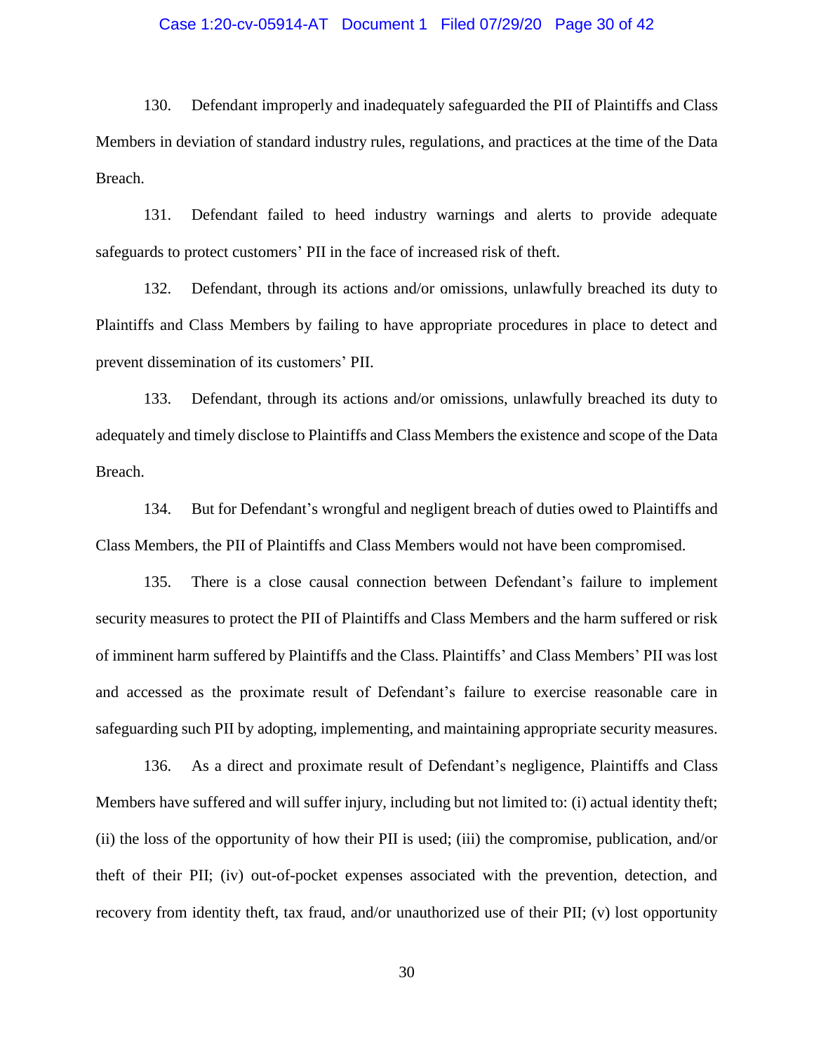130. Defendant improperly and inadequately safeguarded the PII of Plaintiffs and Class Members in deviation of standard industry rules, regulations, and practices at the time of the Data Breach.

131. Defendant failed to heed industry warnings and alerts to provide adequate safeguards to protect customers' PII in the face of increased risk of theft.

132. Defendant, through its actions and/or omissions, unlawfully breached its duty to Plaintiffs and Class Members by failing to have appropriate procedures in place to detect and prevent dissemination of its customers' PII.

133. Defendant, through its actions and/or omissions, unlawfully breached its duty to adequately and timely disclose to Plaintiffs and Class Members the existence and scope of the Data Breach.

134. But for Defendant's wrongful and negligent breach of duties owed to Plaintiffs and Class Members, the PII of Plaintiffs and Class Members would not have been compromised.

135. There is a close causal connection between Defendant's failure to implement security measures to protect the PII of Plaintiffs and Class Members and the harm suffered or risk of imminent harm suffered by Plaintiffs and the Class. Plaintiffs' and Class Members' PII was lost and accessed as the proximate result of Defendant's failure to exercise reasonable care in safeguarding such PII by adopting, implementing, and maintaining appropriate security measures.

136. As a direct and proximate result of Defendant's negligence, Plaintiffs and Class Members have suffered and will suffer injury, including but not limited to: (i) actual identity theft; (ii) the loss of the opportunity of how their PII is used; (iii) the compromise, publication, and/or theft of their PII; (iv) out-of-pocket expenses associated with the prevention, detection, and recovery from identity theft, tax fraud, and/or unauthorized use of their PII; (v) lost opportunity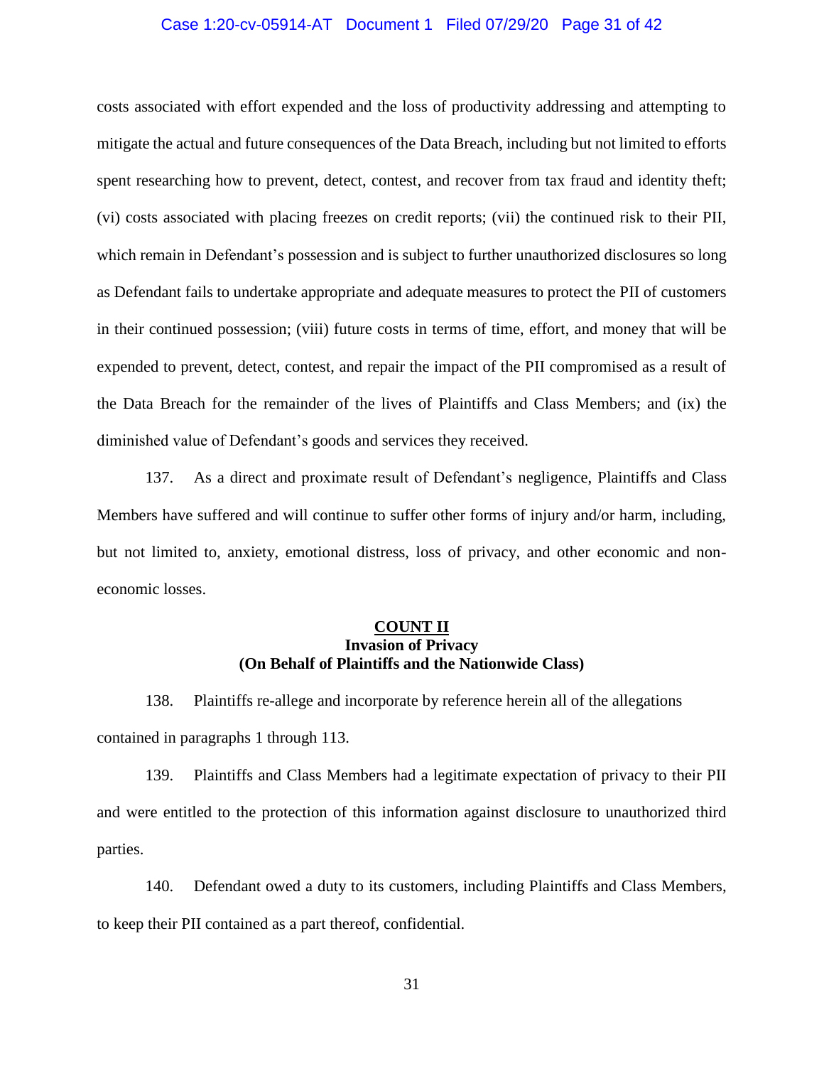costs associated with effort expended and the loss of productivity addressing and attempting to mitigate the actual and future consequences of the Data Breach, including but not limited to efforts spent researching how to prevent, detect, contest, and recover from tax fraud and identity theft; (vi) costs associated with placing freezes on credit reports; (vii) the continued risk to their PII, which remain in Defendant's possession and is subject to further unauthorized disclosures so long as Defendant fails to undertake appropriate and adequate measures to protect the PII of customers in their continued possession; (viii) future costs in terms of time, effort, and money that will be expended to prevent, detect, contest, and repair the impact of the PII compromised as a result of the Data Breach for the remainder of the lives of Plaintiffs and Class Members; and (ix) the diminished value of Defendant's goods and services they received.

137. As a direct and proximate result of Defendant's negligence, Plaintiffs and Class Members have suffered and will continue to suffer other forms of injury and/or harm, including, but not limited to, anxiety, emotional distress, loss of privacy, and other economic and non-economic losses.

**COUNT II**
**Invasion of Privacy**
**(On Behalf of Plaintiffs and the Nationwide Class)**

138. Plaintiffs re-allege and incorporate by reference herein all of the allegations contained in paragraphs 1 through 113.

139. Plaintiffs and Class Members had a legitimate expectation of privacy to their PII and were entitled to the protection of this information against disclosure to unauthorized third parties.

140. Defendant owed a duty to its customers, including Plaintiffs and Class Members, to keep their PII contained as a part thereof, confidential.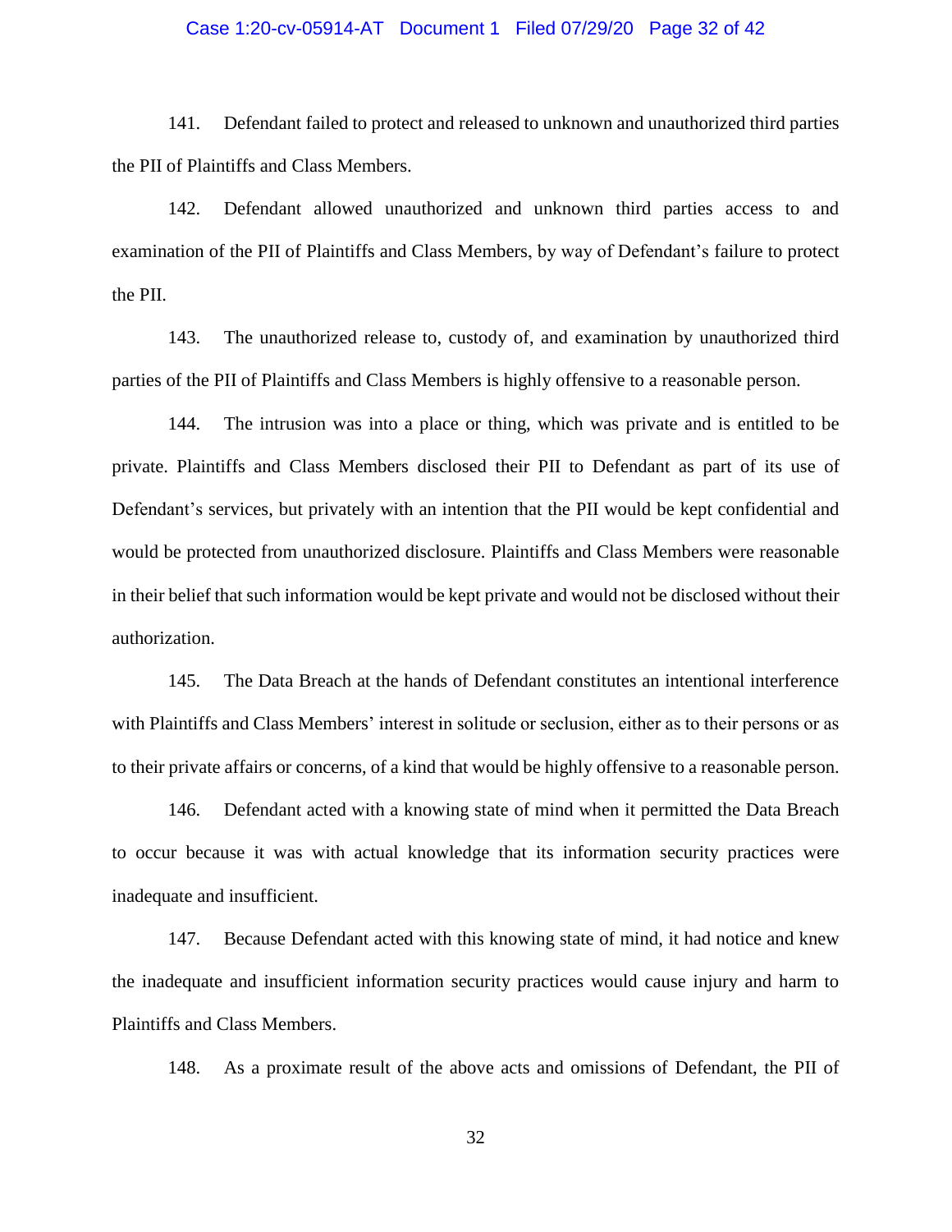141. Defendant failed to protect and released to unknown and unauthorized third parties the PII of Plaintiffs and Class Members.

142. Defendant allowed unauthorized and unknown third parties access to and examination of the PII of Plaintiffs and Class Members, by way of Defendant's failure to protect the PII.

143. The unauthorized release to, custody of, and examination by unauthorized third parties of the PII of Plaintiffs and Class Members is highly offensive to a reasonable person.

144. The intrusion was into a place or thing, which was private and is entitled to be private. Plaintiffs and Class Members disclosed their PII to Defendant as part of its use of Defendant's services, but privately with an intention that the PII would be kept confidential and would be protected from unauthorized disclosure. Plaintiffs and Class Members were reasonable in their belief that such information would be kept private and would not be disclosed without their authorization.

145. The Data Breach at the hands of Defendant constitutes an intentional interference with Plaintiffs and Class Members' interest in solitude or seclusion, either as to their persons or as to their private affairs or concerns, of a kind that would be highly offensive to a reasonable person.

146. Defendant acted with a knowing state of mind when it permitted the Data Breach to occur because it was with actual knowledge that its information security practices were inadequate and insufficient.

147. Because Defendant acted with this knowing state of mind, it had notice and knew the inadequate and insufficient information security practices would cause injury and harm to Plaintiffs and Class Members.

148. As a proximate result of the above acts and omissions of Defendant, the PII of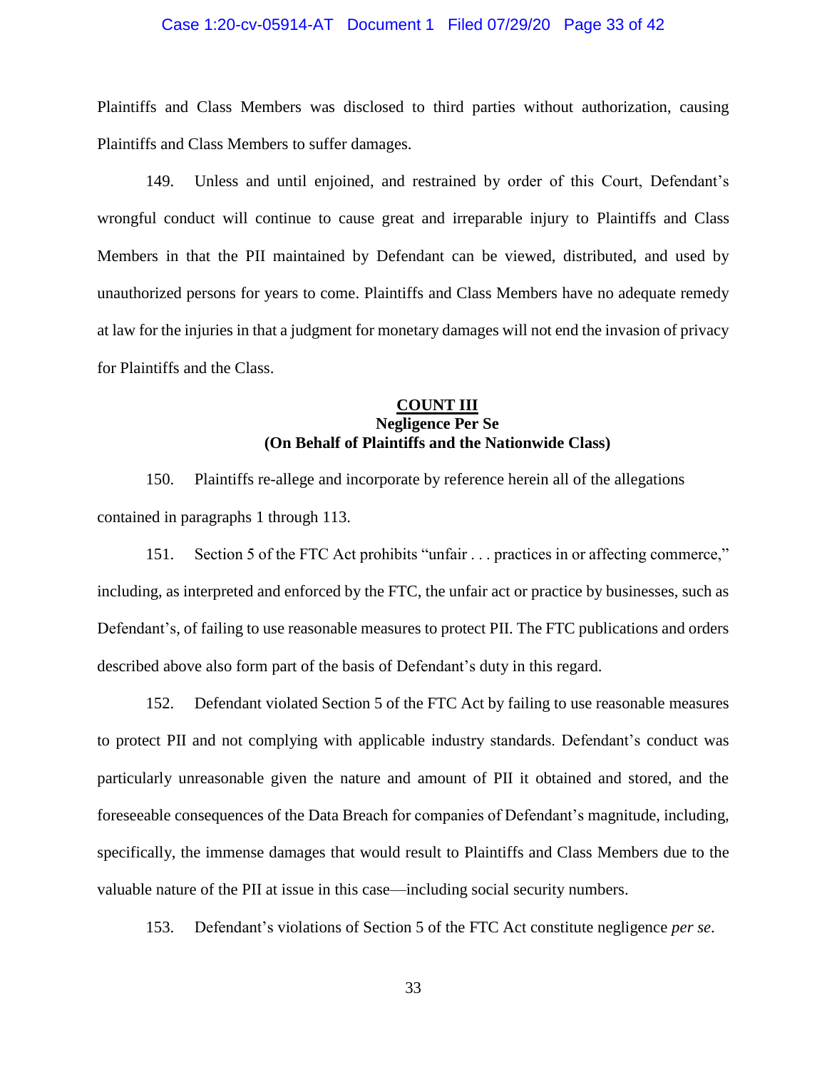Plaintiffs and Class Members was disclosed to third parties without authorization, causing Plaintiffs and Class Members to suffer damages.

149. Unless and until enjoined, and restrained by order of this Court, Defendant's wrongful conduct will continue to cause great and irreparable injury to Plaintiffs and Class Members in that the PII maintained by Defendant can be viewed, distributed, and used by unauthorized persons for years to come. Plaintiffs and Class Members have no adequate remedy at law for the injuries in that a judgment for monetary damages will not end the invasion of privacy for Plaintiffs and the Class.

**COUNT III**
**Negligence Per Se**
**(On Behalf of Plaintiffs and the Nationwide Class)**

150. Plaintiffs re-allege and incorporate by reference herein all of the allegations contained in paragraphs 1 through 113.

151. Section 5 of the FTC Act prohibits "unfair . . . practices in or affecting commerce," including, as interpreted and enforced by the FTC, the unfair act or practice by businesses, such as Defendant's, of failing to use reasonable measures to protect PII. The FTC publications and orders described above also form part of the basis of Defendant's duty in this regard.

152. Defendant violated Section 5 of the FTC Act by failing to use reasonable measures to protect PII and not complying with applicable industry standards. Defendant's conduct was particularly unreasonable given the nature and amount of PII it obtained and stored, and the foreseeable consequences of the Data Breach for companies of Defendant's magnitude, including, specifically, the immense damages that would result to Plaintiffs and Class Members due to the valuable nature of the PII at issue in this case—including social security numbers.

153. Defendant's violations of Section 5 of the FTC Act constitute negligence *per se*.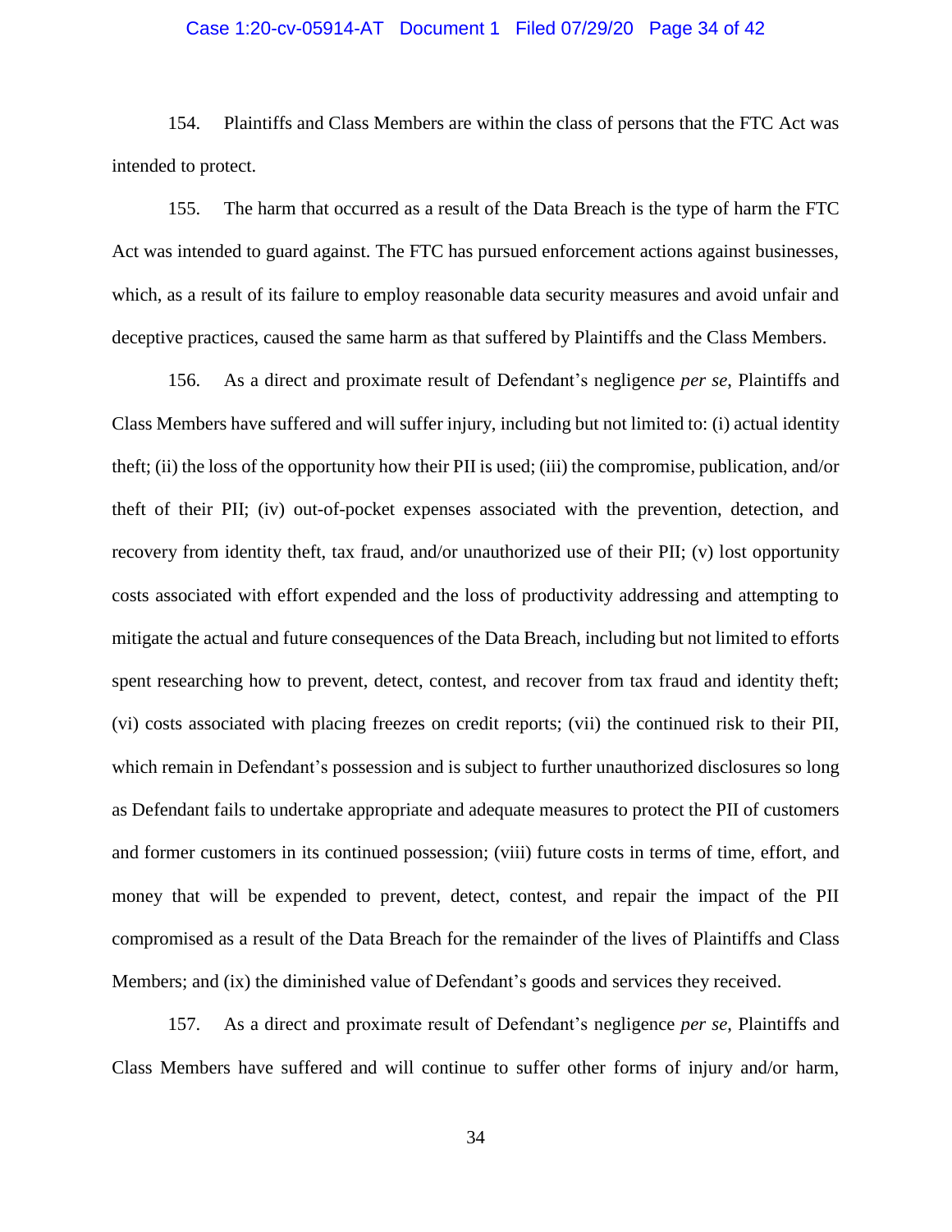154. Plaintiffs and Class Members are within the class of persons that the FTC Act was intended to protect.

155. The harm that occurred as a result of the Data Breach is the type of harm the FTC Act was intended to guard against. The FTC has pursued enforcement actions against businesses, which, as a result of its failure to employ reasonable data security measures and avoid unfair and deceptive practices, caused the same harm as that suffered by Plaintiffs and the Class Members.

156. As a direct and proximate result of Defendant's negligence *per se*, Plaintiffs and Class Members have suffered and will suffer injury, including but not limited to: (i) actual identity theft; (ii) the loss of the opportunity how their PII is used; (iii) the compromise, publication, and/or theft of their PII; (iv) out-of-pocket expenses associated with the prevention, detection, and recovery from identity theft, tax fraud, and/or unauthorized use of their PII; (v) lost opportunity costs associated with effort expended and the loss of productivity addressing and attempting to mitigate the actual and future consequences of the Data Breach, including but not limited to efforts spent researching how to prevent, detect, contest, and recover from tax fraud and identity theft; (vi) costs associated with placing freezes on credit reports; (vii) the continued risk to their PII, which remain in Defendant's possession and is subject to further unauthorized disclosures so long as Defendant fails to undertake appropriate and adequate measures to protect the PII of customers and former customers in its continued possession; (viii) future costs in terms of time, effort, and money that will be expended to prevent, detect, contest, and repair the impact of the PII compromised as a result of the Data Breach for the remainder of the lives of Plaintiffs and Class Members; and (ix) the diminished value of Defendant's goods and services they received.

157. As a direct and proximate result of Defendant's negligence *per se*, Plaintiffs and Class Members have suffered and will continue to suffer other forms of injury and/or harm,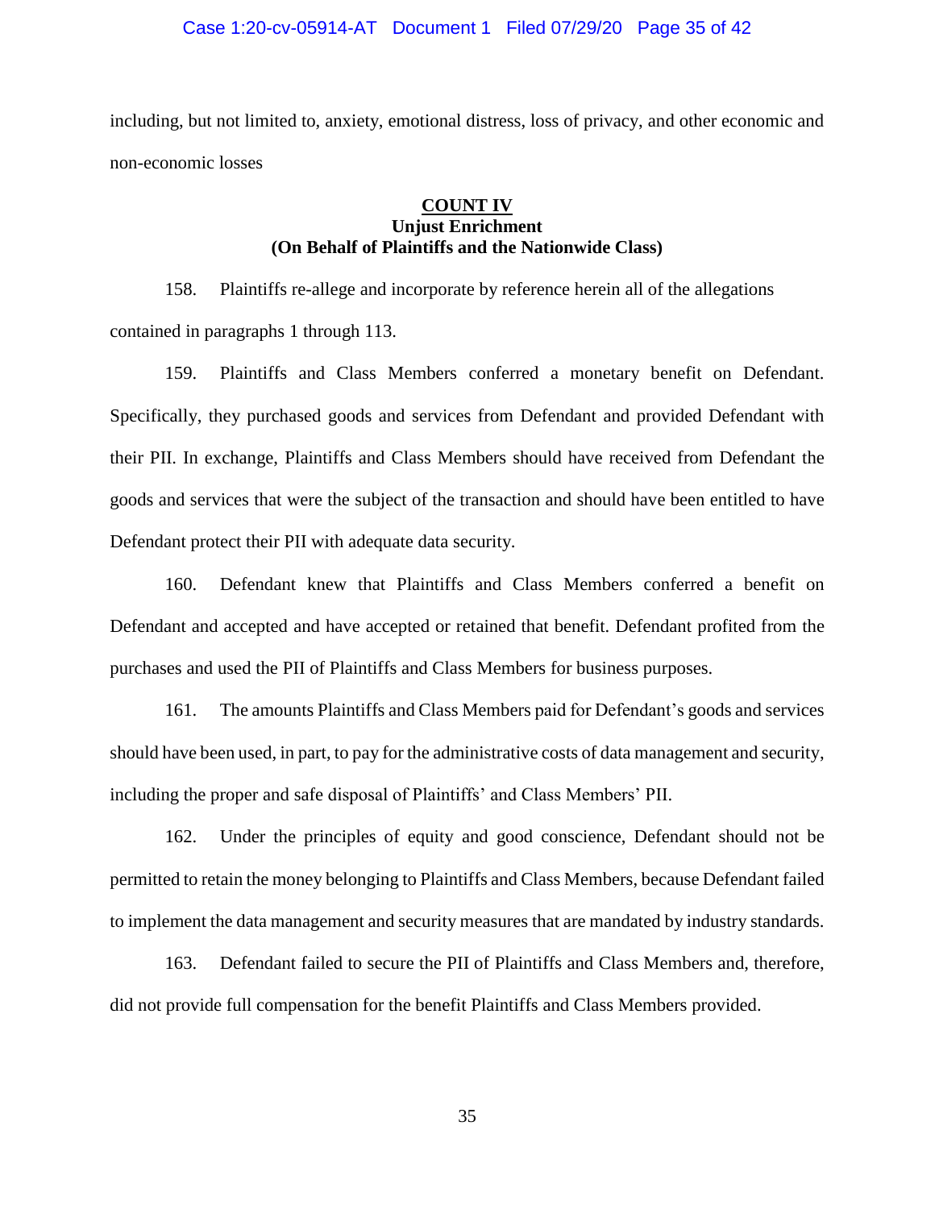including, but not limited to, anxiety, emotional distress, loss of privacy, and other economic and non-economic losses

**COUNT IV**
**Unjust Enrichment**
**(On Behalf of Plaintiffs and the Nationwide Class)**

158. Plaintiffs re-allege and incorporate by reference herein all of the allegations contained in paragraphs 1 through 113.

159. Plaintiffs and Class Members conferred a monetary benefit on Defendant. Specifically, they purchased goods and services from Defendant and provided Defendant with their PII. In exchange, Plaintiffs and Class Members should have received from Defendant the goods and services that were the subject of the transaction and should have been entitled to have Defendant protect their PII with adequate data security.

160. Defendant knew that Plaintiffs and Class Members conferred a benefit on Defendant and accepted and have accepted or retained that benefit. Defendant profited from the purchases and used the PII of Plaintiffs and Class Members for business purposes.

161. The amounts Plaintiffs and Class Members paid for Defendant's goods and services should have been used, in part, to pay for the administrative costs of data management and security, including the proper and safe disposal of Plaintiffs' and Class Members' PII.

162. Under the principles of equity and good conscience, Defendant should not be permitted to retain the money belonging to Plaintiffs and Class Members, because Defendant failed to implement the data management and security measures that are mandated by industry standards.

163. Defendant failed to secure the PII of Plaintiffs and Class Members and, therefore, did not provide full compensation for the benefit Plaintiffs and Class Members provided.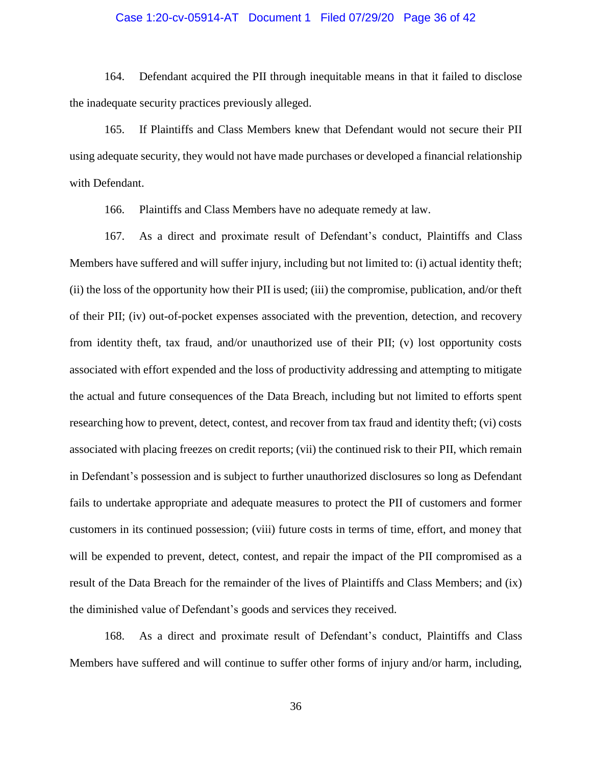164. Defendant acquired the PII through inequitable means in that it failed to disclose the inadequate security practices previously alleged.

165. If Plaintiffs and Class Members knew that Defendant would not secure their PII using adequate security, they would not have made purchases or developed a financial relationship with Defendant.

166. Plaintiffs and Class Members have no adequate remedy at law.

167. As a direct and proximate result of Defendant's conduct, Plaintiffs and Class Members have suffered and will suffer injury, including but not limited to: (i) actual identity theft; (ii) the loss of the opportunity how their PII is used; (iii) the compromise, publication, and/or theft of their PII; (iv) out-of-pocket expenses associated with the prevention, detection, and recovery from identity theft, tax fraud, and/or unauthorized use of their PII; (v) lost opportunity costs associated with effort expended and the loss of productivity addressing and attempting to mitigate the actual and future consequences of the Data Breach, including but not limited to efforts spent researching how to prevent, detect, contest, and recover from tax fraud and identity theft; (vi) costs associated with placing freezes on credit reports; (vii) the continued risk to their PII, which remain in Defendant's possession and is subject to further unauthorized disclosures so long as Defendant fails to undertake appropriate and adequate measures to protect the PII of customers and former customers in its continued possession; (viii) future costs in terms of time, effort, and money that will be expended to prevent, detect, contest, and repair the impact of the PII compromised as a result of the Data Breach for the remainder of the lives of Plaintiffs and Class Members; and (ix) the diminished value of Defendant's goods and services they received.

168. As a direct and proximate result of Defendant's conduct, Plaintiffs and Class Members have suffered and will continue to suffer other forms of injury and/or harm, including,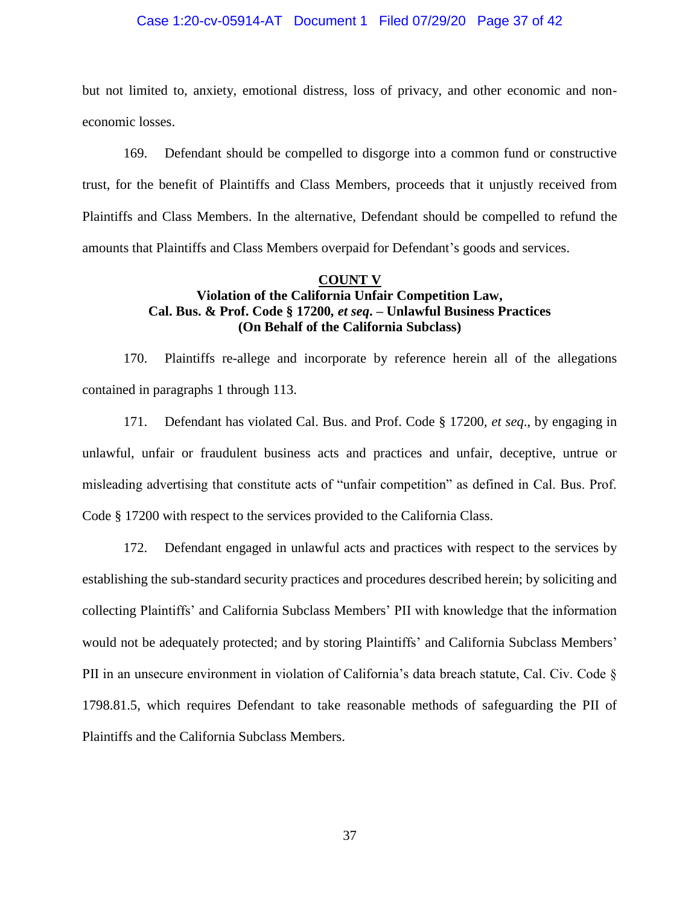but not limited to, anxiety, emotional distress, loss of privacy, and other economic and non-economic losses.

169. Defendant should be compelled to disgorge into a common fund or constructive trust, for the benefit of Plaintiffs and Class Members, proceeds that it unjustly received from Plaintiffs and Class Members. In the alternative, Defendant should be compelled to refund the amounts that Plaintiffs and Class Members overpaid for Defendant's goods and services.

**COUNT V**
**Violation of the California Unfair Competition Law,**
**Cal. Bus. & Prof. Code § 17200, *et seq*. – Unlawful Business Practices**
**(On Behalf of the California Subclass)**

170. Plaintiffs re-allege and incorporate by reference herein all of the allegations contained in paragraphs 1 through 113.

171. Defendant has violated Cal. Bus. and Prof. Code § 17200, *et seq*., by engaging in unlawful, unfair or fraudulent business acts and practices and unfair, deceptive, untrue or misleading advertising that constitute acts of "unfair competition" as defined in Cal. Bus. Prof. Code § 17200 with respect to the services provided to the California Class.

172. Defendant engaged in unlawful acts and practices with respect to the services by establishing the sub-standard security practices and procedures described herein; by soliciting and collecting Plaintiffs' and California Subclass Members' PII with knowledge that the information would not be adequately protected; and by storing Plaintiffs' and California Subclass Members' PII in an unsecure environment in violation of California's data breach statute, Cal. Civ. Code § 1798.81.5, which requires Defendant to take reasonable methods of safeguarding the PII of Plaintiffs and the California Subclass Members.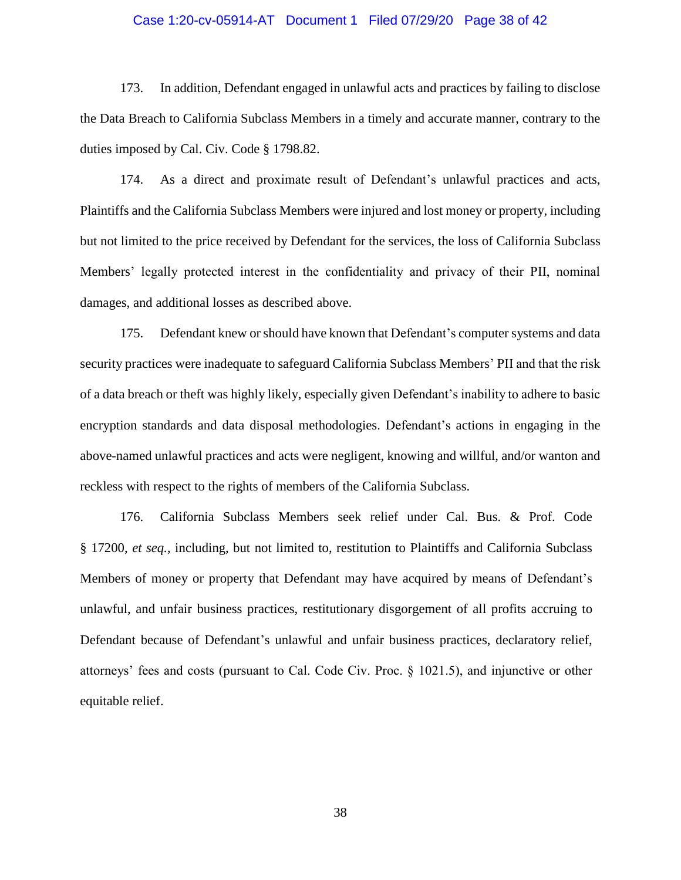173. In addition, Defendant engaged in unlawful acts and practices by failing to disclose the Data Breach to California Subclass Members in a timely and accurate manner, contrary to the duties imposed by Cal. Civ. Code § 1798.82.

174. As a direct and proximate result of Defendant's unlawful practices and acts, Plaintiffs and the California Subclass Members were injured and lost money or property, including but not limited to the price received by Defendant for the services, the loss of California Subclass Members' legally protected interest in the confidentiality and privacy of their PII, nominal damages, and additional losses as described above.

175. Defendant knew or should have known that Defendant's computer systems and data security practices were inadequate to safeguard California Subclass Members' PII and that the risk of a data breach or theft was highly likely, especially given Defendant's inability to adhere to basic encryption standards and data disposal methodologies. Defendant's actions in engaging in the above-named unlawful practices and acts were negligent, knowing and willful, and/or wanton and reckless with respect to the rights of members of the California Subclass.

176. California Subclass Members seek relief under Cal. Bus. & Prof. Code § 17200, *et seq.*, including, but not limited to, restitution to Plaintiffs and California Subclass Members of money or property that Defendant may have acquired by means of Defendant's unlawful, and unfair business practices, restitutionary disgorgement of all profits accruing to Defendant because of Defendant's unlawful and unfair business practices, declaratory relief, attorneys' fees and costs (pursuant to Cal. Code Civ. Proc. § 1021.5), and injunctive or other equitable relief.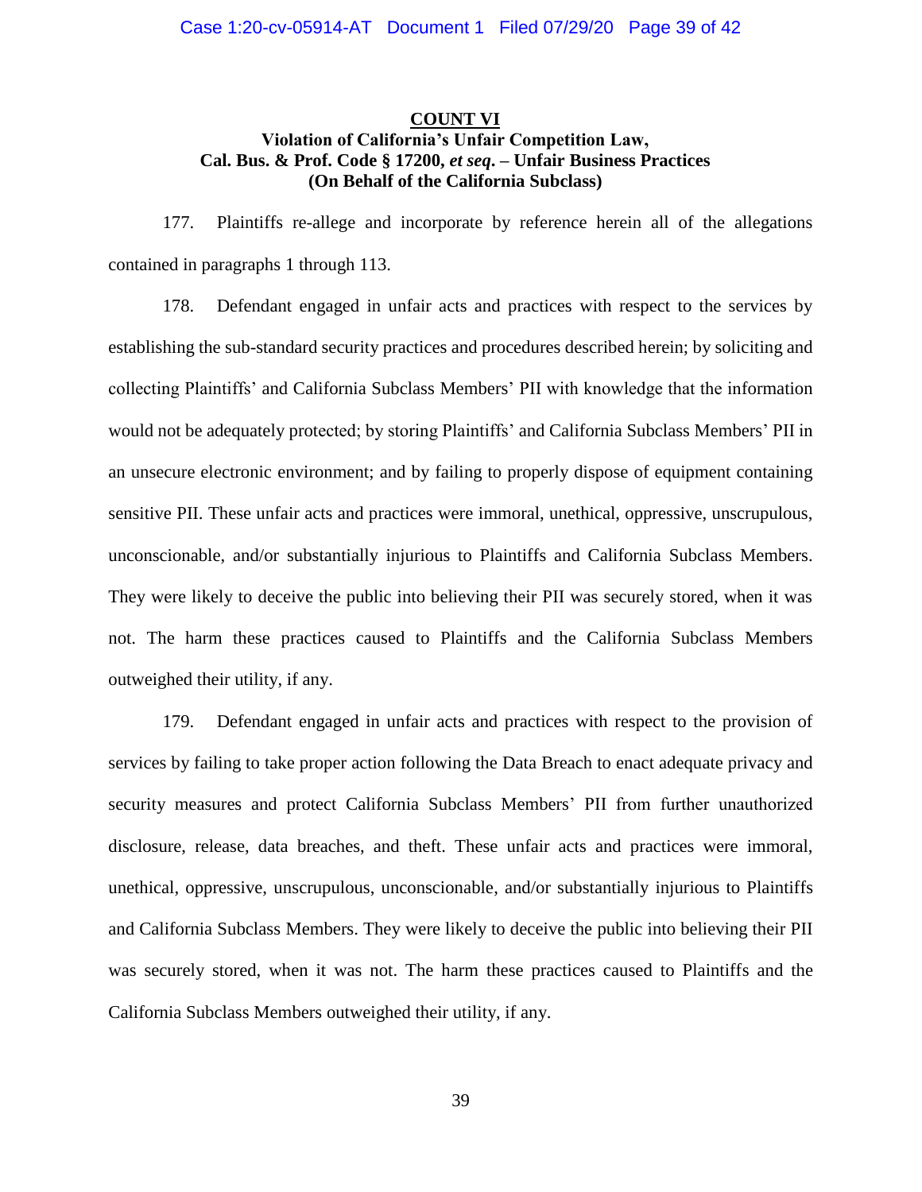**COUNT VI**

**Violation of California's Unfair Competition Law,
Cal. Bus. & Prof. Code § 17200, *et seq*. – Unfair Business Practices
(On Behalf of the California Subclass)**

177. Plaintiffs re-allege and incorporate by reference herein all of the allegations contained in paragraphs 1 through 113.

178. Defendant engaged in unfair acts and practices with respect to the services by establishing the sub-standard security practices and procedures described herein; by soliciting and collecting Plaintiffs' and California Subclass Members' PII with knowledge that the information would not be adequately protected; by storing Plaintiffs' and California Subclass Members' PII in an unsecure electronic environment; and by failing to properly dispose of equipment containing sensitive PII. These unfair acts and practices were immoral, unethical, oppressive, unscrupulous, unconscionable, and/or substantially injurious to Plaintiffs and California Subclass Members. They were likely to deceive the public into believing their PII was securely stored, when it was not. The harm these practices caused to Plaintiffs and the California Subclass Members outweighed their utility, if any.

179. Defendant engaged in unfair acts and practices with respect to the provision of services by failing to take proper action following the Data Breach to enact adequate privacy and security measures and protect California Subclass Members' PII from further unauthorized disclosure, release, data breaches, and theft. These unfair acts and practices were immoral, unethical, oppressive, unscrupulous, unconscionable, and/or substantially injurious to Plaintiffs and California Subclass Members. They were likely to deceive the public into believing their PII was securely stored, when it was not. The harm these practices caused to Plaintiffs and the California Subclass Members outweighed their utility, if any.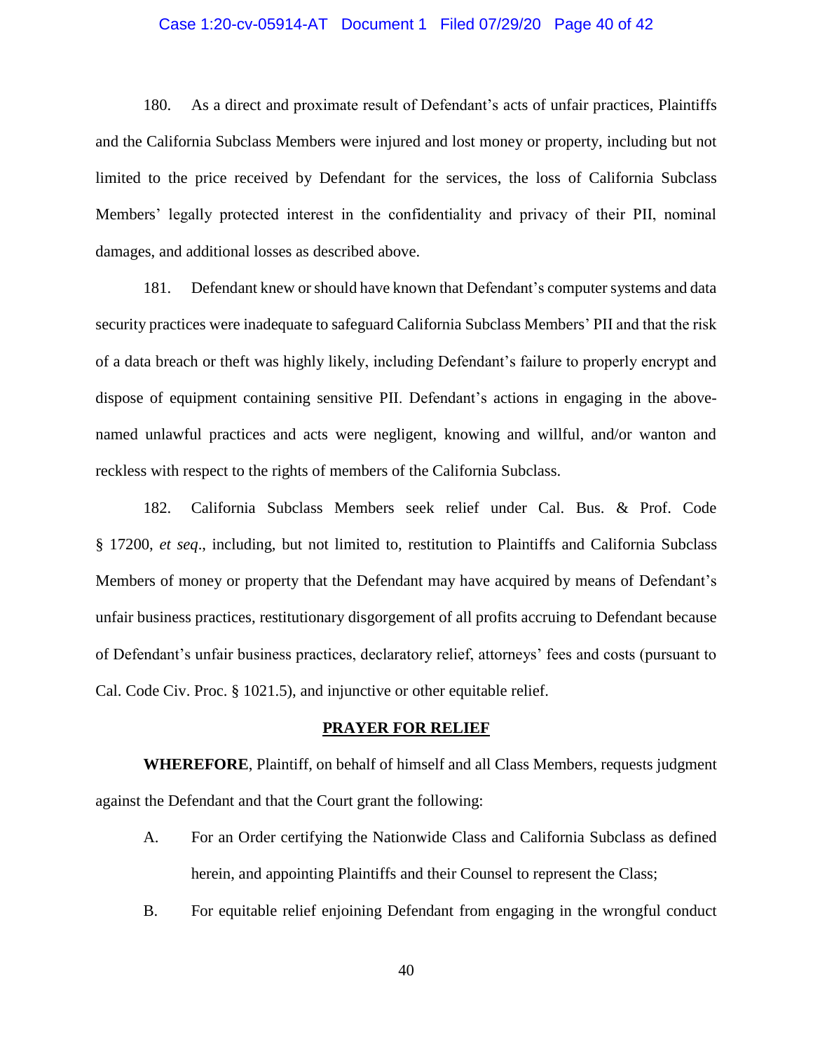180. As a direct and proximate result of Defendant's acts of unfair practices, Plaintiffs and the California Subclass Members were injured and lost money or property, including but not limited to the price received by Defendant for the services, the loss of California Subclass Members' legally protected interest in the confidentiality and privacy of their PII, nominal damages, and additional losses as described above.

181. Defendant knew or should have known that Defendant's computer systems and data security practices were inadequate to safeguard California Subclass Members' PII and that the risk of a data breach or theft was highly likely, including Defendant's failure to properly encrypt and dispose of equipment containing sensitive PII. Defendant's actions in engaging in the above-named unlawful practices and acts were negligent, knowing and willful, and/or wanton and reckless with respect to the rights of members of the California Subclass.

182. California Subclass Members seek relief under Cal. Bus. & Prof. Code § 17200, *et seq*., including, but not limited to, restitution to Plaintiffs and California Subclass Members of money or property that the Defendant may have acquired by means of Defendant's unfair business practices, restitutionary disgorgement of all profits accruing to Defendant because of Defendant's unfair business practices, declaratory relief, attorneys' fees and costs (pursuant to Cal. Code Civ. Proc. § 1021.5), and injunctive or other equitable relief.

## PRAYER FOR RELIEF

**WHEREFORE**, Plaintiff, on behalf of himself and all Class Members, requests judgment against the Defendant and that the Court grant the following:

A. For an Order certifying the Nationwide Class and California Subclass as defined herein, and appointing Plaintiffs and their Counsel to represent the Class;

B. For equitable relief enjoining Defendant from engaging in the wrongful conduct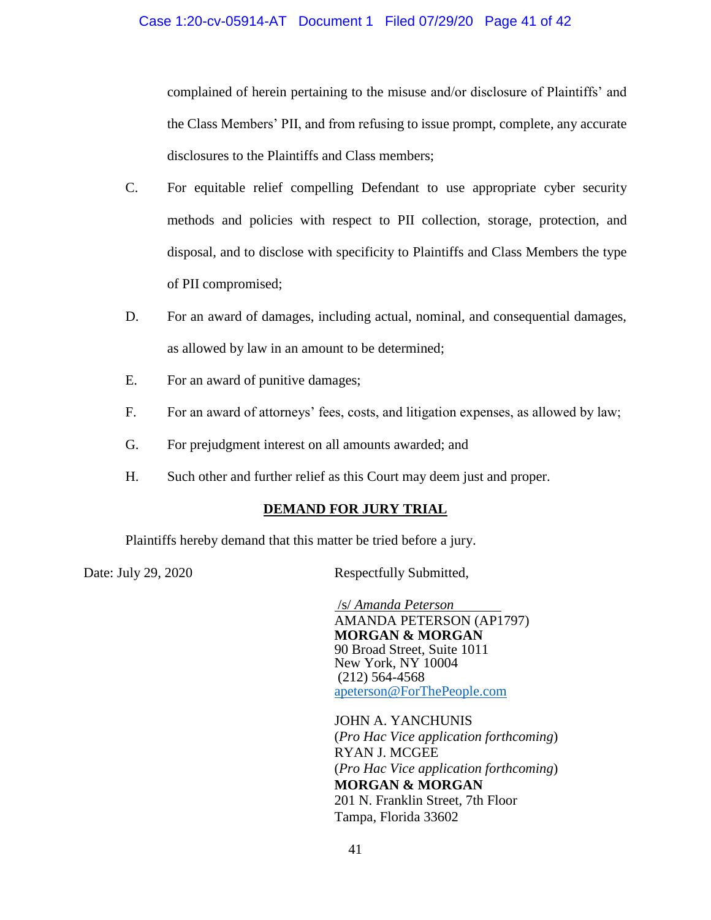complained of herein pertaining to the misuse and/or disclosure of Plaintiffs' and the Class Members' PII, and from refusing to issue prompt, complete, any accurate disclosures to the Plaintiffs and Class members;

C. For equitable relief compelling Defendant to use appropriate cyber security methods and policies with respect to PII collection, storage, protection, and disposal, and to disclose with specificity to Plaintiffs and Class Members the type of PII compromised;

D. For an award of damages, including actual, nominal, and consequential damages, as allowed by law in an amount to be determined;

E. For an award of punitive damages;

F. For an award of attorneys' fees, costs, and litigation expenses, as allowed by law;

G. For prejudgment interest on all amounts awarded; and

H. Such other and further relief as this Court may deem just and proper.

## DEMAND FOR JURY TRIAL

Plaintiffs hereby demand that this matter be tried before a jury.

Date: July 29, 2020

Respectfully Submitted,

/s/ *Amanda Peterson*
AMANDA PETERSON (AP1797)
**MORGAN & MORGAN**
90 Broad Street, Suite 1011
New York, NY 10004
(212) 564-4568
apeterson@ForThePeople.com

JOHN A. YANCHUNIS
(*Pro Hac Vice application forthcoming*)
RYAN J. MCGEE
(*Pro Hac Vice application forthcoming*)
**MORGAN & MORGAN**
201 N. Franklin Street, 7th Floor
Tampa, Florida 33602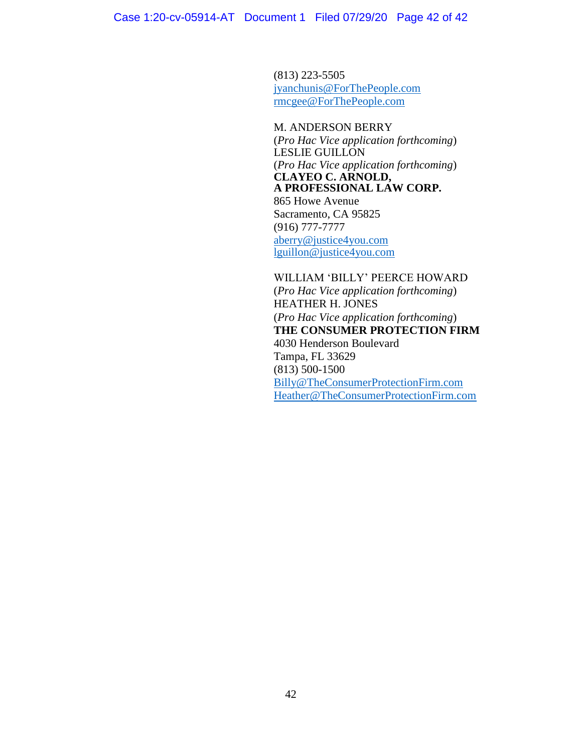(813) 223-5505
jyanchunis@ForThePeople.com
rmcgee@ForThePeople.com

M. ANDERSON BERRY
(*Pro Hac Vice application forthcoming*)
LESLIE GUILLON
(*Pro Hac Vice application forthcoming*)
**CLAYEO C. ARNOLD,**
**A PROFESSIONAL LAW CORP.**
865 Howe Avenue
Sacramento, CA 95825
(916) 777-7777
aberry@justice4you.com
lguillon@justice4you.com

WILLIAM 'BILLY' PEERCE HOWARD
(*Pro Hac Vice application forthcoming*)
HEATHER H. JONES
(*Pro Hac Vice application forthcoming*)
**THE CONSUMER PROTECTION FIRM**
4030 Henderson Boulevard
Tampa, FL 33629
(813) 500-1500
Billy@TheConsumerProtectionFirm.com
Heather@TheConsumerProtectionFirm.com